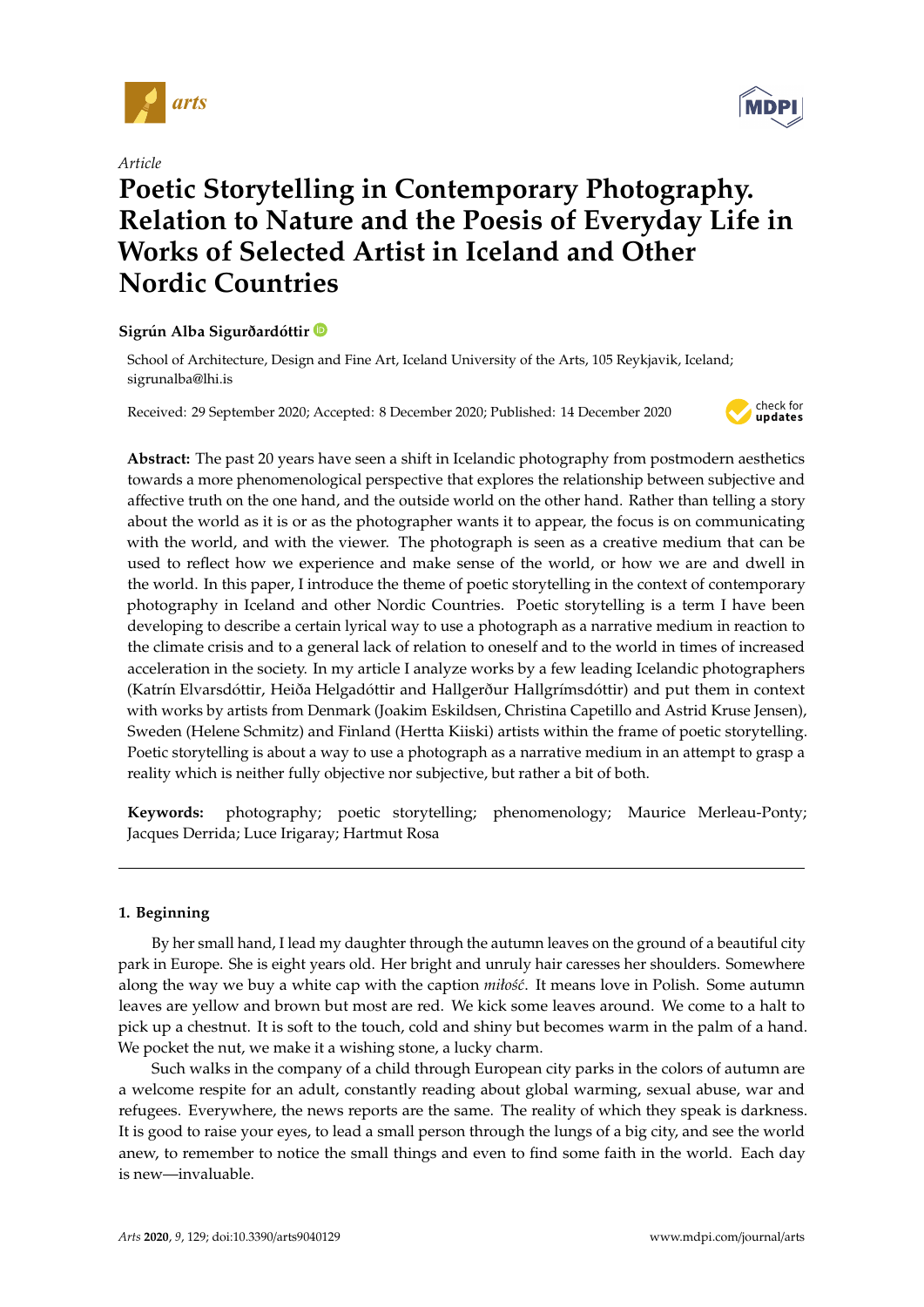*Article*

# Poetic Storytelling in Contemporary Photography. Relation to Nature and the Poesis of Everyday Life in Works of Selected Artist in Iceland and Other Nordic Countries

**Sigrún Alba Sigurðardóttir**

School of Architecture, Design and Fine Art, Iceland University of the Arts, 105 Reykjavik, Iceland; sigrunalba@lhi.is

Received: 29 September 2020; Accepted: 8 December 2020; Published: 14 December 2020

**Abstract:** The past 20 years have seen a shift in Icelandic photography from postmodern aesthetics towards a more phenomenological perspective that explores the relationship between subjective and affective truth on the one hand, and the outside world on the other hand. Rather than telling a story about the world as it is or as the photographer wants it to appear, the focus is on communicating with the world, and with the viewer. The photograph is seen as a creative medium that can be used to reflect how we experience and make sense of the world, or how we are and dwell in the world. In this paper, I introduce the theme of poetic storytelling in the context of contemporary photography in Iceland and other Nordic Countries. Poetic storytelling is a term I have been developing to describe a certain lyrical way to use a photograph as a narrative medium in reaction to the climate crisis and to a general lack of relation to oneself and to the world in times of increased acceleration in the society. In my article I analyze works by a few leading Icelandic photographers (Katrín Elvarsdóttir, Heiða Helgadóttir and Hallgerður Hallgrímsdóttir) and put them in context with works by artists from Denmark (Joakim Eskildsen, Christina Capetillo and Astrid Kruse Jensen), Sweden (Helene Schmitz) and Finland (Hertta Kiiski) artists within the frame of poetic storytelling. Poetic storytelling is about a way to use a photograph as a narrative medium in an attempt to grasp a reality which is neither fully objective nor subjective, but rather a bit of both.

**Keywords:** photography; poetic storytelling; phenomenology; Maurice Merleau-Ponty; Jacques Derrida; Luce Irigaray; Hartmut Rosa

## 1. Beginning

By her small hand, I lead my daughter through the autumn leaves on the ground of a beautiful city park in Europe. She is eight years old. Her bright and unruly hair caresses her shoulders. Somewhere along the way we buy a white cap with the caption *miłość*. It means love in Polish. Some autumn leaves are yellow and brown but most are red. We kick some leaves around. We come to a halt to pick up a chestnut. It is soft to the touch, cold and shiny but becomes warm in the palm of a hand. We pocket the nut, we make it a wishing stone, a lucky charm.

Such walks in the company of a child through European city parks in the colors of autumn are a welcome respite for an adult, constantly reading about global warming, sexual abuse, war and refugees. Everywhere, the news reports are the same. The reality of which they speak is darkness. It is good to raise your eyes, to lead a small person through the lungs of a big city, and see the world anew, to remember to notice the small things and even to find some faith in the world. Each day is new—invaluable.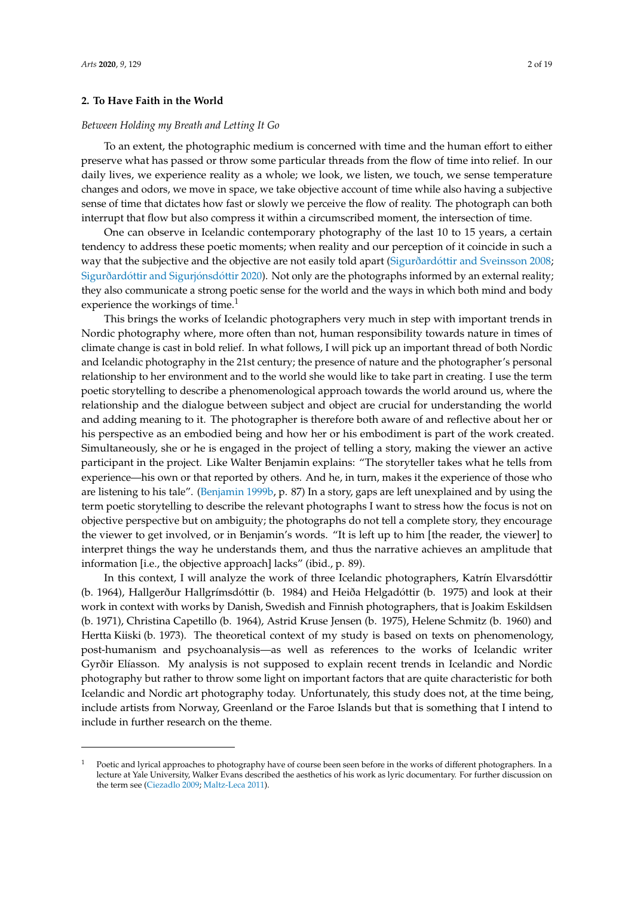## 2. To Have Faith in the World

*Between Holding my Breath and Letting It Go*

To an extent, the photographic medium is concerned with time and the human effort to either preserve what has passed or throw some particular threads from the flow of time into relief. In our daily lives, we experience reality as a whole; we look, we listen, we touch, we sense temperature changes and odors, we move in space, we take objective account of time while also having a subjective sense of time that dictates how fast or slowly we perceive the flow of reality. The photograph can both interrupt that flow but also compress it within a circumscribed moment, the intersection of time.

One can observe in Icelandic contemporary photography of the last 10 to 15 years, a certain tendency to address these poetic moments; when reality and our perception of it coincide in such a way that the subjective and the objective are not easily told apart (Sigurðardóttir and Sveinsson 2008; Sigurðardóttir and Sigurjónsdóttir 2020). Not only are the photographs informed by an external reality; they also communicate a strong poetic sense for the world and the ways in which both mind and body experience the workings of time.[1]

This brings the works of Icelandic photographers very much in step with important trends in Nordic photography where, more often than not, human responsibility towards nature in times of climate change is cast in bold relief. In what follows, I will pick up an important thread of both Nordic and Icelandic photography in the 21st century; the presence of nature and the photographer's personal relationship to her environment and to the world she would like to take part in creating. I use the term poetic storytelling to describe a phenomenological approach towards the world around us, where the relationship and the dialogue between subject and object are crucial for understanding the world and adding meaning to it. The photographer is therefore both aware of and reflective about her or his perspective as an embodied being and how her or his embodiment is part of the work created. Simultaneously, she or he is engaged in the project of telling a story, making the viewer an active participant in the project. Like Walter Benjamin explains: "The storyteller takes what he tells from experience—his own or that reported by others. And he, in turn, makes it the experience of those who are listening to his tale". (Benjamin 1999b, p. 87) In a story, gaps are left unexplained and by using the term poetic storytelling to describe the relevant photographs I want to stress how the focus is not on objective perspective but on ambiguity; the photographs do not tell a complete story, they encourage the viewer to get involved, or in Benjamin's words. "It is left up to him [the reader, the viewer] to interpret things the way he understands them, and thus the narrative achieves an amplitude that information [i.e., the objective approach] lacks" (ibid., p. 89).

In this context, I will analyze the work of three Icelandic photographers, Katrín Elvarsdóttir (b. 1964), Hallgerður Hallgrímsdóttir (b. 1984) and Heiða Helgadóttir (b. 1975) and look at their work in context with works by Danish, Swedish and Finnish photographers, that is Joakim Eskildsen (b. 1971), Christina Capetillo (b. 1964), Astrid Kruse Jensen (b. 1975), Helene Schmitz (b. 1960) and Hertta Kiiski (b. 1973). The theoretical context of my study is based on texts on phenomenology, post-humanism and psychoanalysis—as well as references to the works of Icelandic writer Gyrðir Elíasson. My analysis is not supposed to explain recent trends in Icelandic and Nordic photography but rather to throw some light on important factors that are quite characteristic for both Icelandic and Nordic art photography today. Unfortunately, this study does not, at the time being, include artists from Norway, Greenland or the Faroe Islands but that is something that I intend to include in further research on the theme.

---

[1] Poetic and lyrical approaches to photography have of course been seen before in the works of different photographers. In a lecture at Yale University, Walker Evans described the aesthetics of his work as lyric documentary. For further discussion on the term see (Ciezadlo 2009; Maltz-Leca 2011).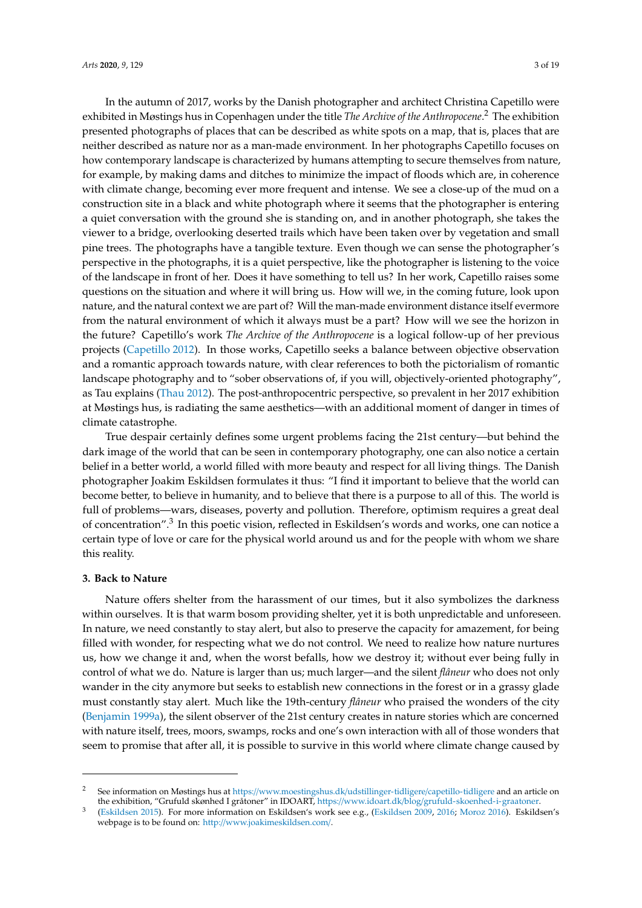In the autumn of 2017, works by the Danish photographer and architect Christina Capetillo were exhibited in Møstings hus in Copenhagen under the title *The Archive of the Anthropocene*.[2] The exhibition presented photographs of places that can be described as white spots on a map, that is, places that are neither described as nature nor as a man-made environment. In her photographs Capetillo focuses on how contemporary landscape is characterized by humans attempting to secure themselves from nature, for example, by making dams and ditches to minimize the impact of floods which are, in coherence with climate change, becoming ever more frequent and intense. We see a close-up of the mud on a construction site in a black and white photograph where it seems that the photographer is entering a quiet conversation with the ground she is standing on, and in another photograph, she takes the viewer to a bridge, overlooking deserted trails which have been taken over by vegetation and small pine trees. The photographs have a tangible texture. Even though we can sense the photographer's perspective in the photographs, it is a quiet perspective, like the photographer is listening to the voice of the landscape in front of her. Does it have something to tell us? In her work, Capetillo raises some questions on the situation and where it will bring us. How will we, in the coming future, look upon nature, and the natural context we are part of? Will the man-made environment distance itself evermore from the natural environment of which it always must be a part? How will we see the horizon in the future? Capetillo's work *The Archive of the Anthropocene* is a logical follow-up of her previous projects (Capetillo 2012). In those works, Capetillo seeks a balance between objective observation and a romantic approach towards nature, with clear references to both the pictorialism of romantic landscape photography and to "sober observations of, if you will, objectively-oriented photography", as Tau explains (Thau 2012). The post-anthropocentric perspective, so prevalent in her 2017 exhibition at Møstings hus, is radiating the same aesthetics—with an additional moment of danger in times of climate catastrophe.

True despair certainly defines some urgent problems facing the 21st century—but behind the dark image of the world that can be seen in contemporary photography, one can also notice a certain belief in a better world, a world filled with more beauty and respect for all living things. The Danish photographer Joakim Eskildsen formulates it thus: "I find it important to believe that the world can become better, to believe in humanity, and to believe that there is a purpose to all of this. The world is full of problems—wars, diseases, poverty and pollution. Therefore, optimism requires a great deal of concentration".[3] In this poetic vision, reflected in Eskildsen's words and works, one can notice a certain type of love or care for the physical world around us and for the people with whom we share this reality.

## 3. Back to Nature

Nature offers shelter from the harassment of our times, but it also symbolizes the darkness within ourselves. It is that warm bosom providing shelter, yet it is both unpredictable and unforeseen. In nature, we need constantly to stay alert, but also to preserve the capacity for amazement, for being filled with wonder, for respecting what we do not control. We need to realize how nature nurtures us, how we change it and, when the worst befalls, how we destroy it; without ever being fully in control of what we do. Nature is larger than us; much larger—and the silent *flâneur* who does not only wander in the city anymore but seeks to establish new connections in the forest or in a grassy glade must constantly stay alert. Much like the 19th-century *flâneur* who praised the wonders of the city (Benjamin 1999a), the silent observer of the 21st century creates in nature stories which are concerned with nature itself, trees, moors, swamps, rocks and one's own interaction with all of those wonders that seem to promise that after all, it is possible to survive in this world where climate change caused by

[2] See information on Møstings hus at https://www.moestingshus.dk/udstillinger-tidligere/capetillo-tidligere and an article on the exhibition, "Grufuld skønhed I gråtoner" in IDOART, https://www.idoart.dk/blog/grufuld-skoenhed-i-graatoner.

[3] (Eskildsen 2015). For more information on Eskildsen's work see e.g., (Eskildsen 2009, 2016; Moroz 2016). Eskildsen's webpage is to be found on: http://www.joakimeskildsen.com/.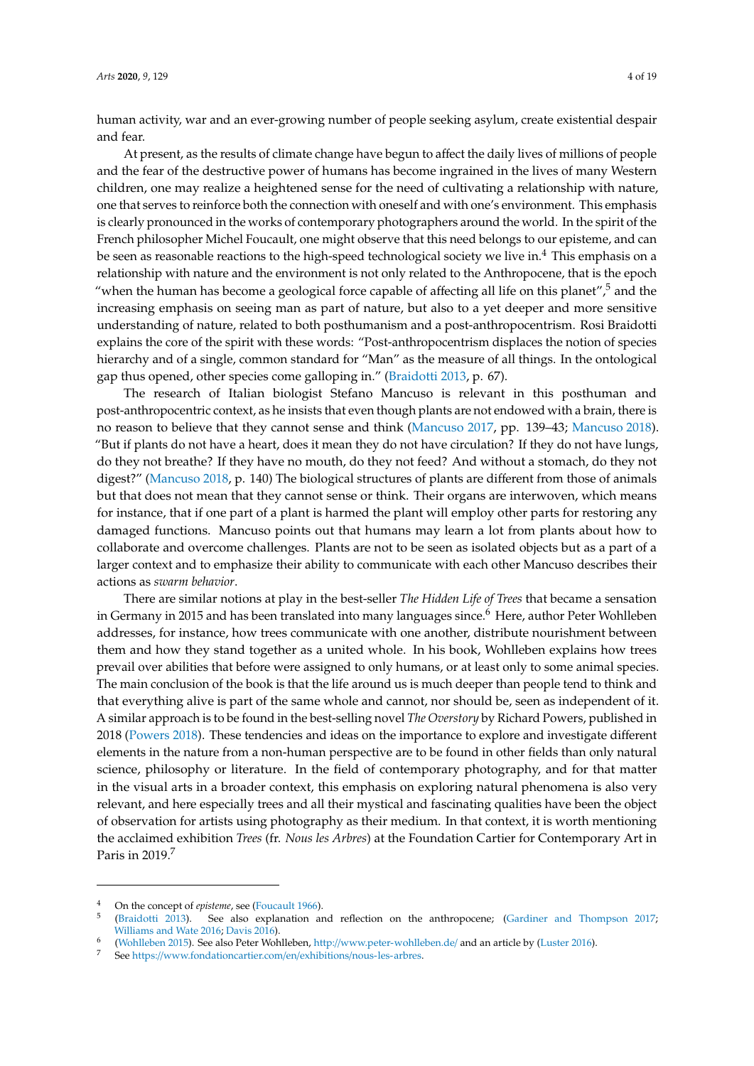human activity, war and an ever-growing number of people seeking asylum, create existential despair and fear.

At present, as the results of climate change have begun to affect the daily lives of millions of people and the fear of the destructive power of humans has become ingrained in the lives of many Western children, one may realize a heightened sense for the need of cultivating a relationship with nature, one that serves to reinforce both the connection with oneself and with one's environment. This emphasis is clearly pronounced in the works of contemporary photographers around the world. In the spirit of the French philosopher Michel Foucault, one might observe that this need belongs to our episteme, and can be seen as reasonable reactions to the high-speed technological society we live in.[4] This emphasis on a relationship with nature and the environment is not only related to the Anthropocene, that is the epoch "when the human has become a geological force capable of affecting all life on this planet",[5] and the increasing emphasis on seeing man as part of nature, but also to a yet deeper and more sensitive understanding of nature, related to both posthumanism and a post-anthropocentrism. Rosi Braidotti explains the core of the spirit with these words: "Post-anthropocentrism displaces the notion of species hierarchy and of a single, common standard for "Man" as the measure of all things. In the ontological gap thus opened, other species come galloping in." (Braidotti 2013, p. 67).

The research of Italian biologist Stefano Mancuso is relevant in this posthuman and post-anthropocentric context, as he insists that even though plants are not endowed with a brain, there is no reason to believe that they cannot sense and think (Mancuso 2017, pp. 139–43; Mancuso 2018). "But if plants do not have a heart, does it mean they do not have circulation? If they do not have lungs, do they not breathe? If they have no mouth, do they not feed? And without a stomach, do they not digest?" (Mancuso 2018, p. 140) The biological structures of plants are different from those of animals but that does not mean that they cannot sense or think. Their organs are interwoven, which means for instance, that if one part of a plant is harmed the plant will employ other parts for restoring any damaged functions. Mancuso points out that humans may learn a lot from plants about how to collaborate and overcome challenges. Plants are not to be seen as isolated objects but as a part of a larger context and to emphasize their ability to communicate with each other Mancuso describes their actions as *swarm behavior*.

There are similar notions at play in the best-seller *The Hidden Life of Trees* that became a sensation in Germany in 2015 and has been translated into many languages since.[6] Here, author Peter Wohlleben addresses, for instance, how trees communicate with one another, distribute nourishment between them and how they stand together as a united whole. In his book, Wohlleben explains how trees prevail over abilities that before were assigned to only humans, or at least only to some animal species. The main conclusion of the book is that the life around us is much deeper than people tend to think and that everything alive is part of the same whole and cannot, nor should be, seen as independent of it. A similar approach is to be found in the best-selling novel *The Overstory* by Richard Powers, published in 2018 (Powers 2018). These tendencies and ideas on the importance to explore and investigate different elements in the nature from a non-human perspective are to be found in other fields than only natural science, philosophy or literature. In the field of contemporary photography, and for that matter in the visual arts in a broader context, this emphasis on exploring natural phenomena is also very relevant, and here especially trees and all their mystical and fascinating qualities have been the object of observation for artists using photography as their medium. In that context, it is worth mentioning the acclaimed exhibition *Trees* (fr. *Nous les Arbres*) at the Foundation Cartier for Contemporary Art in Paris in 2019.[7]

---

[4] On the concept of *episteme*, see (Foucault 1966).

[5] (Braidotti 2013). See also explanation and reflection on the anthropocene; (Gardiner and Thompson 2017; Williams and Wate 2016; Davis 2016).

[6] (Wohlleben 2015). See also Peter Wohlleben, http://www.peter-wohlleben.de/ and an article by (Luster 2016).

[7] See https://www.fondationcartier.com/en/exhibitions/nous-les-arbres.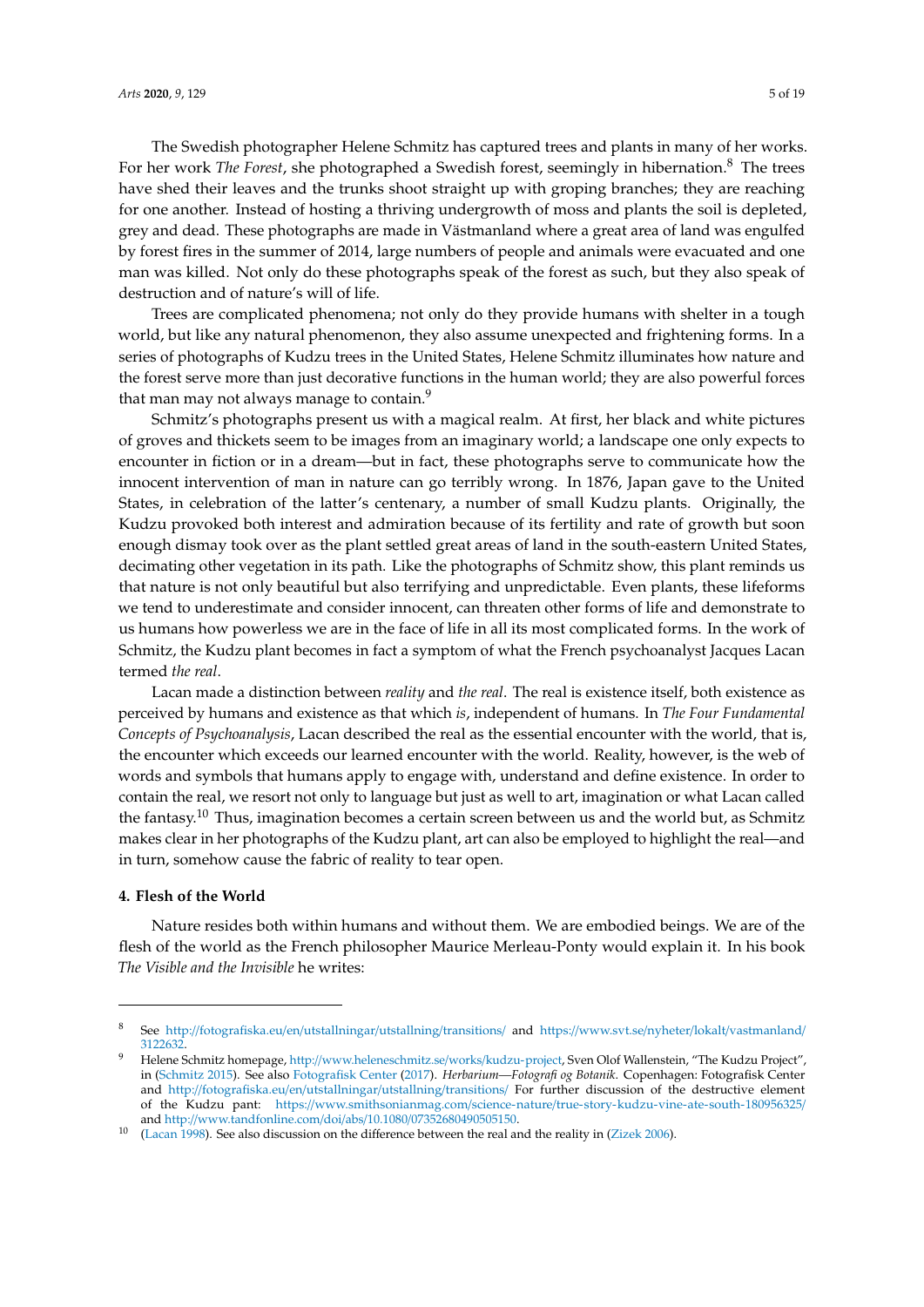The Swedish photographer Helene Schmitz has captured trees and plants in many of her works. For her work *The Forest*, she photographed a Swedish forest, seemingly in hibernation.[8] The trees have shed their leaves and the trunks shoot straight up with groping branches; they are reaching for one another. Instead of hosting a thriving undergrowth of moss and plants the soil is depleted, grey and dead. These photographs are made in Västmanland where a great area of land was engulfed by forest fires in the summer of 2014, large numbers of people and animals were evacuated and one man was killed. Not only do these photographs speak of the forest as such, but they also speak of destruction and of nature's will of life.

Trees are complicated phenomena; not only do they provide humans with shelter in a tough world, but like any natural phenomenon, they also assume unexpected and frightening forms. In a series of photographs of Kudzu trees in the United States, Helene Schmitz illuminates how nature and the forest serve more than just decorative functions in the human world; they are also powerful forces that man may not always manage to contain.[9]

Schmitz's photographs present us with a magical realm. At first, her black and white pictures of groves and thickets seem to be images from an imaginary world; a landscape one only expects to encounter in fiction or in a dream—but in fact, these photographs serve to communicate how the innocent intervention of man in nature can go terribly wrong. In 1876, Japan gave to the United States, in celebration of the latter's centenary, a number of small Kudzu plants. Originally, the Kudzu provoked both interest and admiration because of its fertility and rate of growth but soon enough dismay took over as the plant settled great areas of land in the south-eastern United States, decimating other vegetation in its path. Like the photographs of Schmitz show, this plant reminds us that nature is not only beautiful but also terrifying and unpredictable. Even plants, these lifeforms we tend to underestimate and consider innocent, can threaten other forms of life and demonstrate to us humans how powerless we are in the face of life in all its most complicated forms. In the work of Schmitz, the Kudzu plant becomes in fact a symptom of what the French psychoanalyst Jacques Lacan termed *the real*.

Lacan made a distinction between *reality* and *the real*. The real is existence itself, both existence as perceived by humans and existence as that which *is*, independent of humans. In *The Four Fundamental Concepts of Psychoanalysis*, Lacan described the real as the essential encounter with the world, that is, the encounter which exceeds our learned encounter with the world. Reality, however, is the web of words and symbols that humans apply to engage with, understand and define existence. In order to contain the real, we resort not only to language but just as well to art, imagination or what Lacan called the fantasy.[10] Thus, imagination becomes a certain screen between us and the world but, as Schmitz makes clear in her photographs of the Kudzu plant, art can also be employed to highlight the real—and in turn, somehow cause the fabric of reality to tear open.

#### 4. Flesh of the World

Nature resides both within humans and without them. We are embodied beings. We are of the flesh of the world as the French philosopher Maurice Merleau-Ponty would explain it. In his book *The Visible and the Invisible* he writes:

---

[8] See http://fotografiska.eu/en/utstallningar/utstallning/transitions/ and https://www.svt.se/nyheter/lokalt/vastmanland/3122632.

[9] Helene Schmitz homepage, http://www.heleneschmitz.se/works/kudzu-project, Sven Olof Wallenstein, "The Kudzu Project", in (Schmitz 2015). See also Fotografisk Center (2017). *Herbarium—Fotografi og Botanik*. Copenhagen: Fotografisk Center and http://fotografiska.eu/en/utstallningar/utstallning/transitions/ For further discussion of the destructive element of the Kudzu pant: https://www.smithsonianmag.com/science-nature/true-story-kudzu-vine-ate-south-180956325/ and http://www.tandfonline.com/doi/abs/10.1080/07352680490505150.

[10] (Lacan 1998). See also discussion on the difference between the real and the reality in (Zizek 2006).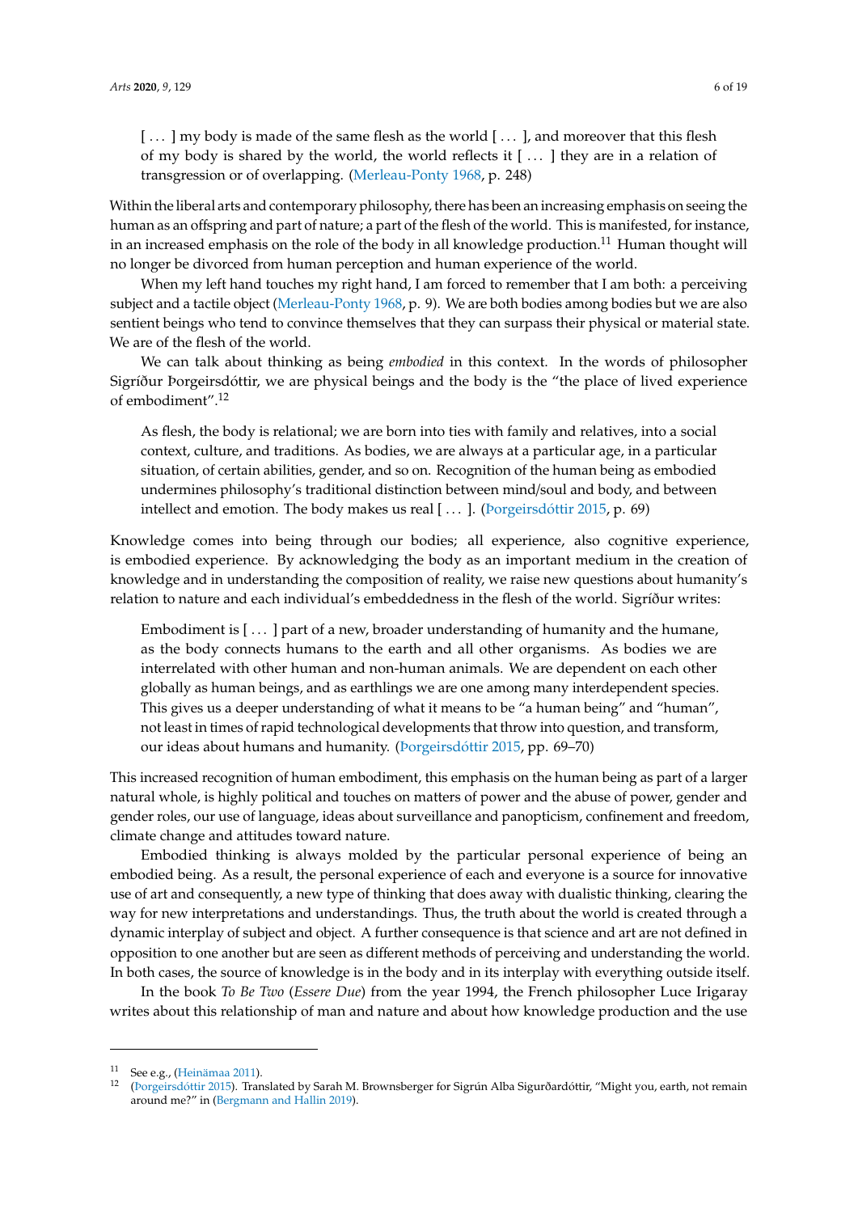> [ . . . ] my body is made of the same flesh as the world [ . . . ], and moreover that this flesh of my body is shared by the world, the world reflects it [ . . . ] they are in a relation of transgression or of overlapping. (Merleau-Ponty 1968, p. 248)

Within the liberal arts and contemporary philosophy, there has been an increasing emphasis on seeing the human as an offspring and part of nature; a part of the flesh of the world. This is manifested, for instance, in an increased emphasis on the role of the body in all knowledge production.[11] Human thought will no longer be divorced from human perception and human experience of the world.

When my left hand touches my right hand, I am forced to remember that I am both: a perceiving subject and a tactile object (Merleau-Ponty 1968, p. 9). We are both bodies among bodies but we are also sentient beings who tend to convince themselves that they can surpass their physical or material state. We are of the flesh of the world.

We can talk about thinking as being *embodied* in this context. In the words of philosopher Sigríður Þorgeirsdóttir, we are physical beings and the body is the "the place of lived experience of embodiment".[12]

> As flesh, the body is relational; we are born into ties with family and relatives, into a social context, culture, and traditions. As bodies, we are always at a particular age, in a particular situation, of certain abilities, gender, and so on. Recognition of the human being as embodied undermines philosophy's traditional distinction between mind/soul and body, and between intellect and emotion. The body makes us real [ . . . ]. (Þorgeirsdóttir 2015, p. 69)

Knowledge comes into being through our bodies; all experience, also cognitive experience, is embodied experience. By acknowledging the body as an important medium in the creation of knowledge and in understanding the composition of reality, we raise new questions about humanity's relation to nature and each individual's embeddedness in the flesh of the world. Sigríður writes:

> Embodiment is [ . . . ] part of a new, broader understanding of humanity and the humane, as the body connects humans to the earth and all other organisms. As bodies we are interrelated with other human and non-human animals. We are dependent on each other globally as human beings, and as earthlings we are one among many interdependent species. This gives us a deeper understanding of what it means to be "a human being" and "human", not least in times of rapid technological developments that throw into question, and transform, our ideas about humans and humanity. (Þorgeirsdóttir 2015, pp. 69–70)

This increased recognition of human embodiment, this emphasis on the human being as part of a larger natural whole, is highly political and touches on matters of power and the abuse of power, gender and gender roles, our use of language, ideas about surveillance and panopticism, confinement and freedom, climate change and attitudes toward nature.

Embodied thinking is always molded by the particular personal experience of being an embodied being. As a result, the personal experience of each and everyone is a source for innovative use of art and consequently, a new type of thinking that does away with dualistic thinking, clearing the way for new interpretations and understandings. Thus, the truth about the world is created through a dynamic interplay of subject and object. A further consequence is that science and art are not defined in opposition to one another but are seen as different methods of perceiving and understanding the world. In both cases, the source of knowledge is in the body and in its interplay with everything outside itself.

In the book *To Be Two* (*Essere Due*) from the year 1994, the French philosopher Luce Irigaray writes about this relationship of man and nature and about how knowledge production and the use

---

[11] See e.g., (Heinämaa 2011).

[12] (Þorgeirsdóttir 2015). Translated by Sarah M. Brownsberger for Sigrún Alba Sigurðardóttir, "Might you, earth, not remain around me?" in (Bergmann and Hallin 2019).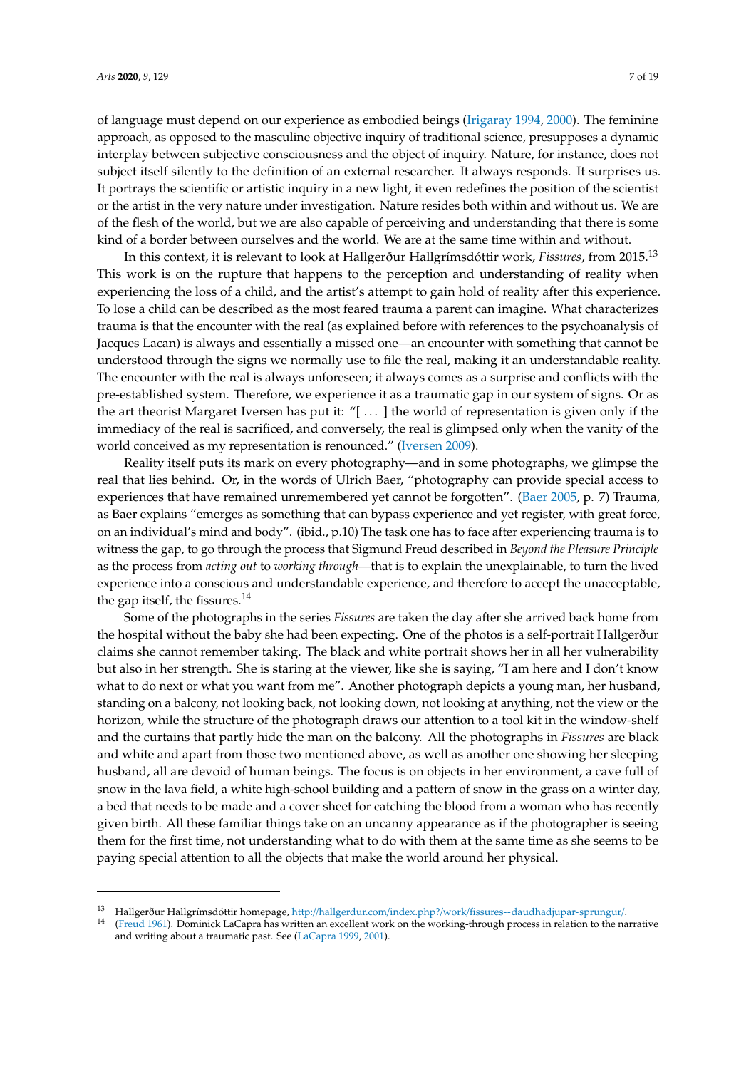of language must depend on our experience as embodied beings (Irigaray 1994, 2000). The feminine approach, as opposed to the masculine objective inquiry of traditional science, presupposes a dynamic interplay between subjective consciousness and the object of inquiry. Nature, for instance, does not subject itself silently to the definition of an external researcher. It always responds. It surprises us. It portrays the scientific or artistic inquiry in a new light, it even redefines the position of the scientist or the artist in the very nature under investigation. Nature resides both within and without us. We are of the flesh of the world, but we are also capable of perceiving and understanding that there is some kind of a border between ourselves and the world. We are at the same time within and without.

In this context, it is relevant to look at Hallgerður Hallgrímsdóttir work, *Fissures*, from 2015.[13] This work is on the rupture that happens to the perception and understanding of reality when experiencing the loss of a child, and the artist's attempt to gain hold of reality after this experience. To lose a child can be described as the most feared trauma a parent can imagine. What characterizes trauma is that the encounter with the real (as explained before with references to the psychoanalysis of Jacques Lacan) is always and essentially a missed one—an encounter with something that cannot be understood through the signs we normally use to file the real, making it an understandable reality. The encounter with the real is always unforeseen; it always comes as a surprise and conflicts with the pre-established system. Therefore, we experience it as a traumatic gap in our system of signs. Or as the art theorist Margaret Iversen has put it: "[ ... ] the world of representation is given only if the immediacy of the real is sacrificed, and conversely, the real is glimpsed only when the vanity of the world conceived as my representation is renounced." (Iversen 2009).

Reality itself puts its mark on every photography—and in some photographs, we glimpse the real that lies behind. Or, in the words of Ulrich Baer, "photography can provide special access to experiences that have remained unremembered yet cannot be forgotten". (Baer 2005, p. 7) Trauma, as Baer explains "emerges as something that can bypass experience and yet register, with great force, on an individual's mind and body". (ibid., p.10) The task one has to face after experiencing trauma is to witness the gap, to go through the process that Sigmund Freud described in *Beyond the Pleasure Principle* as the process from *acting out* to *working through*—that is to explain the unexplainable, to turn the lived experience into a conscious and understandable experience, and therefore to accept the unacceptable, the gap itself, the fissures.[14]

Some of the photographs in the series *Fissures* are taken the day after she arrived back home from the hospital without the baby she had been expecting. One of the photos is a self-portrait Hallgerður claims she cannot remember taking. The black and white portrait shows her in all her vulnerability but also in her strength. She is staring at the viewer, like she is saying, "I am here and I don't know what to do next or what you want from me". Another photograph depicts a young man, her husband, standing on a balcony, not looking back, not looking down, not looking at anything, not the view or the horizon, while the structure of the photograph draws our attention to a tool kit in the window-shelf and the curtains that partly hide the man on the balcony. All the photographs in *Fissures* are black and white and apart from those two mentioned above, as well as another one showing her sleeping husband, all are devoid of human beings. The focus is on objects in her environment, a cave full of snow in the lava field, a white high-school building and a pattern of snow in the grass on a winter day, a bed that needs to be made and a cover sheet for catching the blood from a woman who has recently given birth. All these familiar things take on an uncanny appearance as if the photographer is seeing them for the first time, not understanding what to do with them at the same time as she seems to be paying special attention to all the objects that make the world around her physical.

---

[13] Hallgerður Hallgrímsdóttir homepage, http://hallgerdur.com/index.php?/work/fissures--daudhadjupar-sprungur/.

[14] (Freud 1961). Dominick LaCapra has written an excellent work on the working-through process in relation to the narrative and writing about a traumatic past. See (LaCapra 1999, 2001).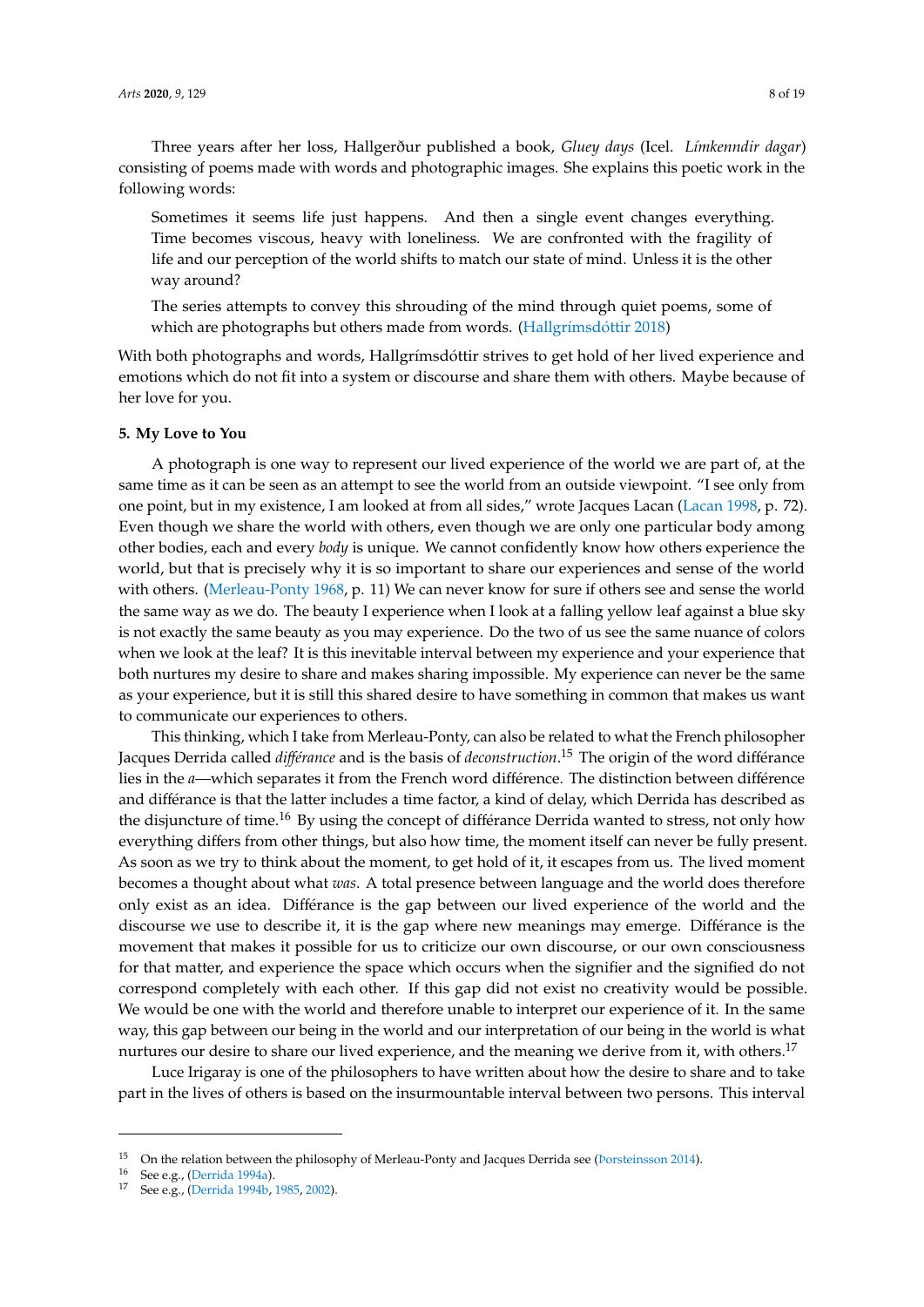Three years after her loss, Hallgerður published a book, *Gluey days* (Icel. *Límkenndir dagar*) consisting of poems made with words and photographic images. She explains this poetic work in the following words:

> Sometimes it seems life just happens. And then a single event changes everything. Time becomes viscous, heavy with loneliness. We are confronted with the fragility of life and our perception of the world shifts to match our state of mind. Unless it is the other way around?
>
> The series attempts to convey this shrouding of the mind through quiet poems, some of which are photographs but others made from words. (Hallgrímsdóttir 2018)

With both photographs and words, Hallgrímsdóttir strives to get hold of her lived experience and emotions which do not fit into a system or discourse and share them with others. Maybe because of her love for you.

**5. My Love to You**

A photograph is one way to represent our lived experience of the world we are part of, at the same time as it can be seen as an attempt to see the world from an outside viewpoint. "I see only from one point, but in my existence, I am looked at from all sides," wrote Jacques Lacan (Lacan 1998, p. 72). Even though we share the world with others, even though we are only one particular body among other bodies, each and every *body* is unique. We cannot confidently know how others experience the world, but that is precisely why it is so important to share our experiences and sense of the world with others. (Merleau-Ponty 1968, p. 11) We can never know for sure if others see and sense the world the same way as we do. The beauty I experience when I look at a falling yellow leaf against a blue sky is not exactly the same beauty as you may experience. Do the two of us see the same nuance of colors when we look at the leaf? It is this inevitable interval between my experience and your experience that both nurtures my desire to share and makes sharing impossible. My experience can never be the same as your experience, but it is still this shared desire to have something in common that makes us want to communicate our experiences to others.

This thinking, which I take from Merleau-Ponty, can also be related to what the French philosopher Jacques Derrida called *différance* and is the basis of *deconstruction*.[15] The origin of the word différance lies in the *a*—which separates it from the French word différence. The distinction between différence and différance is that the latter includes a time factor, a kind of delay, which Derrida has described as the disjuncture of time.[16] By using the concept of différance Derrida wanted to stress, not only how everything differs from other things, but also how time, the moment itself can never be fully present. As soon as we try to think about the moment, to get hold of it, it escapes from us. The lived moment becomes a thought about what *was*. A total presence between language and the world does therefore only exist as an idea. Différance is the gap between our lived experience of the world and the discourse we use to describe it, it is the gap where new meanings may emerge. Différance is the movement that makes it possible for us to criticize our own discourse, or our own consciousness for that matter, and experience the space which occurs when the signifier and the signified do not correspond completely with each other. If this gap did not exist no creativity would be possible. We would be one with the world and therefore unable to interpret our experience of it. In the same way, this gap between our being in the world and our interpretation of our being in the world is what nurtures our desire to share our lived experience, and the meaning we derive from it, with others.[17]

Luce Irigaray is one of the philosophers to have written about how the desire to share and to take part in the lives of others is based on the insurmountable interval between two persons. This interval

---

[15] On the relation between the philosophy of Merleau-Ponty and Jacques Derrida see (Þorsteinsson 2014).

[16] See e.g., (Derrida 1994a).

[17] See e.g., (Derrida 1994b, 1985, 2002).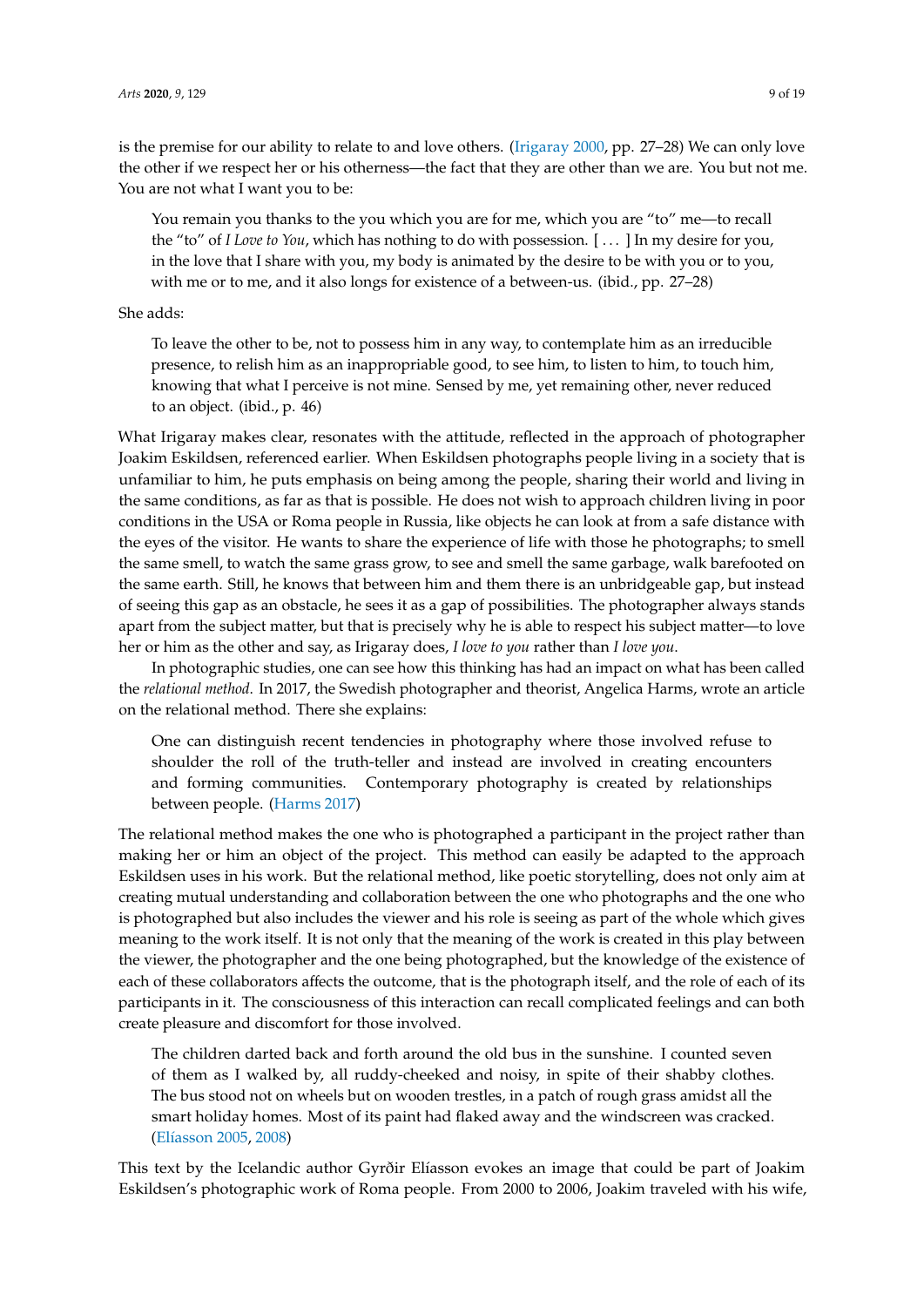is the premise for our ability to relate to and love others. (Irigaray 2000, pp. 27–28) We can only love the other if we respect her or his otherness—the fact that they are other than we are. You but not me. You are not what I want you to be:

> You remain you thanks to the you which you are for me, which you are "to" me—to recall the "to" of *I Love to You*, which has nothing to do with possession. [ . . . ] In my desire for you, in the love that I share with you, my body is animated by the desire to be with you or to you, with me or to me, and it also longs for existence of a between-us. (ibid., pp. 27–28)

She adds:

> To leave the other to be, not to possess him in any way, to contemplate him as an irreducible presence, to relish him as an inappropriable good, to see him, to listen to him, to touch him, knowing that what I perceive is not mine. Sensed by me, yet remaining other, never reduced to an object. (ibid., p. 46)

What Irigaray makes clear, resonates with the attitude, reflected in the approach of photographer Joakim Eskildsen, referenced earlier. When Eskildsen photographs people living in a society that is unfamiliar to him, he puts emphasis on being among the people, sharing their world and living in the same conditions, as far as that is possible. He does not wish to approach children living in poor conditions in the USA or Roma people in Russia, like objects he can look at from a safe distance with the eyes of the visitor. He wants to share the experience of life with those he photographs; to smell the same smell, to watch the same grass grow, to see and smell the same garbage, walk barefooted on the same earth. Still, he knows that between him and them there is an unbridgeable gap, but instead of seeing this gap as an obstacle, he sees it as a gap of possibilities. The photographer always stands apart from the subject matter, but that is precisely why he is able to respect his subject matter—to love her or him as the other and say, as Irigaray does, *I love to you* rather than *I love you*.

In photographic studies, one can see how this thinking has had an impact on what has been called the *relational method*. In 2017, the Swedish photographer and theorist, Angelica Harms, wrote an article on the relational method. There she explains:

> One can distinguish recent tendencies in photography where those involved refuse to shoulder the roll of the truth-teller and instead are involved in creating encounters and forming communities. Contemporary photography is created by relationships between people. (Harms 2017)

The relational method makes the one who is photographed a participant in the project rather than making her or him an object of the project. This method can easily be adapted to the approach Eskildsen uses in his work. But the relational method, like poetic storytelling, does not only aim at creating mutual understanding and collaboration between the one who photographs and the one who is photographed but also includes the viewer and his role is seeing as part of the whole which gives meaning to the work itself. It is not only that the meaning of the work is created in this play between the viewer, the photographer and the one being photographed, but the knowledge of the existence of each of these collaborators affects the outcome, that is the photograph itself, and the role of each of its participants in it. The consciousness of this interaction can recall complicated feelings and can both create pleasure and discomfort for those involved.

> The children darted back and forth around the old bus in the sunshine. I counted seven of them as I walked by, all ruddy-cheeked and noisy, in spite of their shabby clothes. The bus stood not on wheels but on wooden trestles, in a patch of rough grass amidst all the smart holiday homes. Most of its paint had flaked away and the windscreen was cracked. (Elíasson 2005, 2008)

This text by the Icelandic author Gyrðir Elíasson evokes an image that could be part of Joakim Eskildsen's photographic work of Roma people. From 2000 to 2006, Joakim traveled with his wife,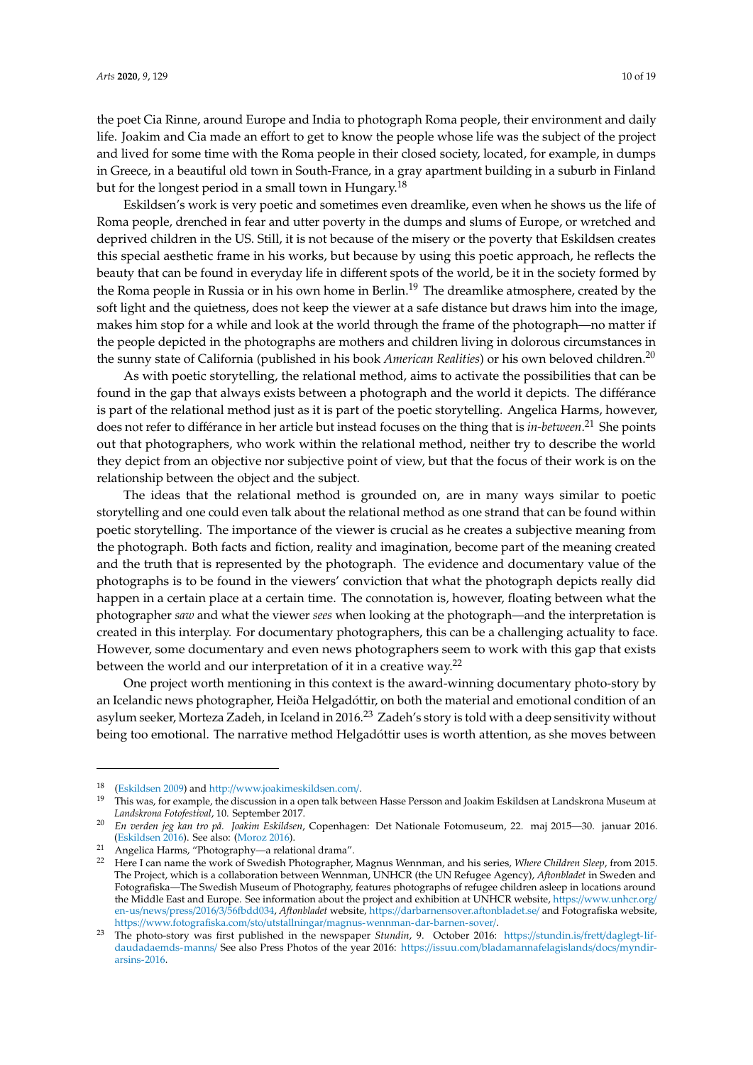the poet Cia Rinne, around Europe and India to photograph Roma people, their environment and daily life. Joakim and Cia made an effort to get to know the people whose life was the subject of the project and lived for some time with the Roma people in their closed society, located, for example, in dumps in Greece, in a beautiful old town in South-France, in a gray apartment building in a suburb in Finland but for the longest period in a small town in Hungary.[18]

Eskildsen's work is very poetic and sometimes even dreamlike, even when he shows us the life of Roma people, drenched in fear and utter poverty in the dumps and slums of Europe, or wretched and deprived children in the US. Still, it is not because of the misery or the poverty that Eskildsen creates this special aesthetic frame in his works, but because by using this poetic approach, he reflects the beauty that can be found in everyday life in different spots of the world, be it in the society formed by the Roma people in Russia or in his own home in Berlin.[19] The dreamlike atmosphere, created by the soft light and the quietness, does not keep the viewer at a safe distance but draws him into the image, makes him stop for a while and look at the world through the frame of the photograph—no matter if the people depicted in the photographs are mothers and children living in dolorous circumstances in the sunny state of California (published in his book *American Realities*) or his own beloved children.[20]

As with poetic storytelling, the relational method, aims to activate the possibilities that can be found in the gap that always exists between a photograph and the world it depicts. The différance is part of the relational method just as it is part of the poetic storytelling. Angelica Harms, however, does not refer to différance in her article but instead focuses on the thing that is *in-between*.[21] She points out that photographers, who work within the relational method, neither try to describe the world they depict from an objective nor subjective point of view, but that the focus of their work is on the relationship between the object and the subject.

The ideas that the relational method is grounded on, are in many ways similar to poetic storytelling and one could even talk about the relational method as one strand that can be found within poetic storytelling. The importance of the viewer is crucial as he creates a subjective meaning from the photograph. Both facts and fiction, reality and imagination, become part of the meaning created and the truth that is represented by the photograph. The evidence and documentary value of the photographs is to be found in the viewers' conviction that what the photograph depicts really did happen in a certain place at a certain time. The connotation is, however, floating between what the photographer *saw* and what the viewer *sees* when looking at the photograph—and the interpretation is created in this interplay. For documentary photographers, this can be a challenging actuality to face. However, some documentary and even news photographers seem to work with this gap that exists between the world and our interpretation of it in a creative way.[22]

One project worth mentioning in this context is the award-winning documentary photo-story by an Icelandic news photographer, Heiða Helgadóttir, on both the material and emotional condition of an asylum seeker, Morteza Zadeh, in Iceland in 2016.[23] Zadeh's story is told with a deep sensitivity without being too emotional. The narrative method Helgadóttir uses is worth attention, as she moves between

---

[18] (Eskildsen 2009) and http://www.joakimeskildsen.com/.

[19] This was, for example, the discussion in a open talk between Hasse Persson and Joakim Eskildsen at Landskrona Museum at *Landskrona Fotofestival*, 10. September 2017.

[20] *En verden jeg kan tro på. Joakim Eskildsen*, Copenhagen: Det Nationale Fotomuseum, 22. maj 2015—30. januar 2016. (Eskildsen 2016). See also: (Moroz 2016).

[21] Angelica Harms, "Photography—a relational drama".

[22] Here I can name the work of Swedish Photographer, Magnus Wennman, and his series, *Where Children Sleep*, from 2015. The Project, which is a collaboration between Wennman, UNHCR (the UN Refugee Agency), *Aftonbladet* in Sweden and Fotografiska—The Swedish Museum of Photography, features photographs of refugee children asleep in locations around the Middle East and Europe. See information about the project and exhibition at UNHCR website, https://www.unhcr.org/en-us/news/press/2016/3/56fbdd034, *Aftonbladet* website, https://darbarnensover.aftonbladet.se/ and Fotografiska website, https://www.fotografiska.com/sto/utstallningar/magnus-wennman-dar-barnen-sover/.

[23] The photo-story was first published in the newspaper *Stundin*, 9. October 2016: https://stundin.is/frett/daglegt-lif-daudadaemds-manns/ See also Press Photos of the year 2016: https://issuu.com/bladamannafelagislands/docs/myndir-arsins-2016.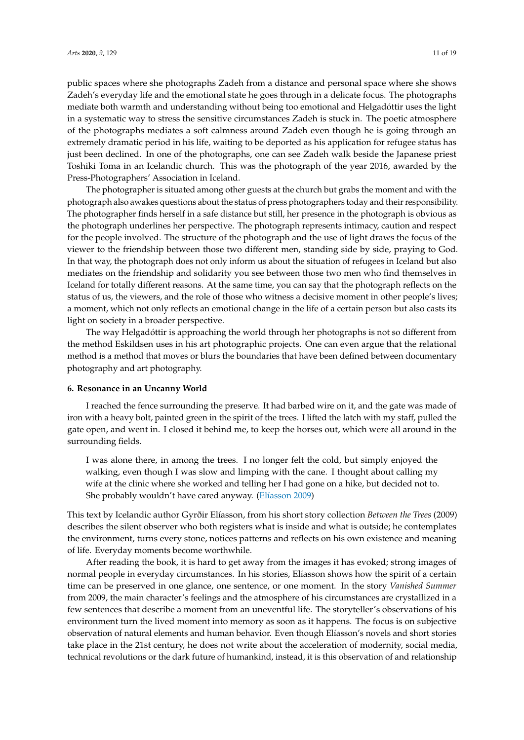public spaces where she photographs Zadeh from a distance and personal space where she shows Zadeh's everyday life and the emotional state he goes through in a delicate focus. The photographs mediate both warmth and understanding without being too emotional and Helgadóttir uses the light in a systematic way to stress the sensitive circumstances Zadeh is stuck in. The poetic atmosphere of the photographs mediates a soft calmness around Zadeh even though he is going through an extremely dramatic period in his life, waiting to be deported as his application for refugee status has just been declined. In one of the photographs, one can see Zadeh walk beside the Japanese priest Toshiki Toma in an Icelandic church. This was the photograph of the year 2016, awarded by the Press-Photographers' Association in Iceland.

The photographer is situated among other guests at the church but grabs the moment and with the photograph also awakes questions about the status of press photographers today and their responsibility. The photographer finds herself in a safe distance but still, her presence in the photograph is obvious as the photograph underlines her perspective. The photograph represents intimacy, caution and respect for the people involved. The structure of the photograph and the use of light draws the focus of the viewer to the friendship between those two different men, standing side by side, praying to God. In that way, the photograph does not only inform us about the situation of refugees in Iceland but also mediates on the friendship and solidarity you see between those two men who find themselves in Iceland for totally different reasons. At the same time, you can say that the photograph reflects on the status of us, the viewers, and the role of those who witness a decisive moment in other people's lives; a moment, which not only reflects an emotional change in the life of a certain person but also casts its light on society in a broader perspective.

The way Helgadóttir is approaching the world through her photographs is not so different from the method Eskildsen uses in his art photographic projects. One can even argue that the relational method is a method that moves or blurs the boundaries that have been defined between documentary photography and art photography.

## 6. Resonance in an Uncanny World

I reached the fence surrounding the preserve. It had barbed wire on it, and the gate was made of iron with a heavy bolt, painted green in the spirit of the trees. I lifted the latch with my staff, pulled the gate open, and went in. I closed it behind me, to keep the horses out, which were all around in the surrounding fields.

> I was alone there, in among the trees. I no longer felt the cold, but simply enjoyed the walking, even though I was slow and limping with the cane. I thought about calling my wife at the clinic where she worked and telling her I had gone on a hike, but decided not to. She probably wouldn't have cared anyway. (Elíasson 2009)

This text by Icelandic author Gyrðir Elíasson, from his short story collection *Between the Trees* (2009) describes the silent observer who both registers what is inside and what is outside; he contemplates the environment, turns every stone, notices patterns and reflects on his own existence and meaning of life. Everyday moments become worthwhile.

After reading the book, it is hard to get away from the images it has evoked; strong images of normal people in everyday circumstances. In his stories, Elíasson shows how the spirit of a certain time can be preserved in one glance, one sentence, or one moment. In the story *Vanished Summer* from 2009, the main character's feelings and the atmosphere of his circumstances are crystallized in a few sentences that describe a moment from an uneventful life. The storyteller's observations of his environment turn the lived moment into memory as soon as it happens. The focus is on subjective observation of natural elements and human behavior. Even though Elíasson's novels and short stories take place in the 21st century, he does not write about the acceleration of modernity, social media, technical revolutions or the dark future of humankind, instead, it is this observation of and relationship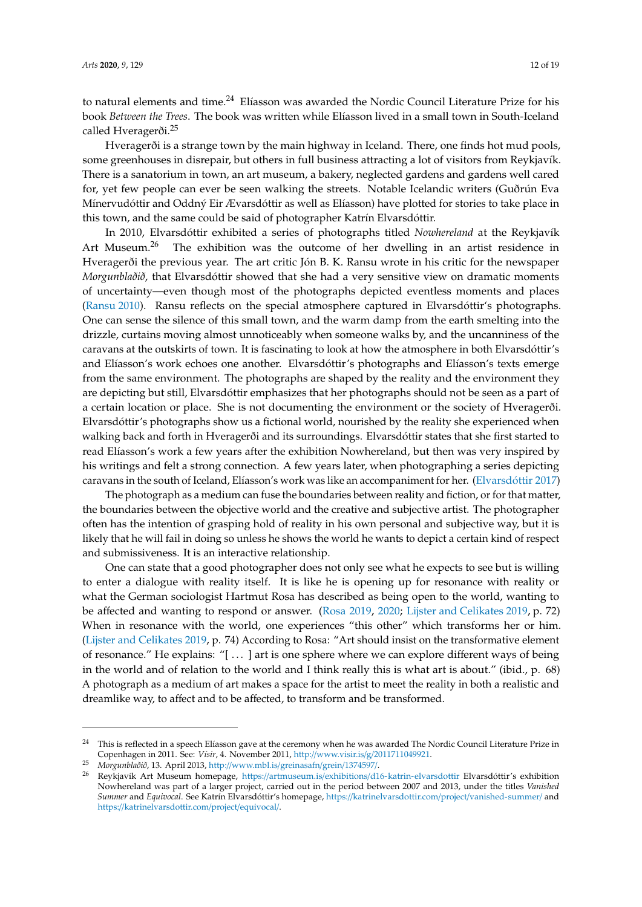to natural elements and time.[24] Elíasson was awarded the Nordic Council Literature Prize for his book *Between the Trees*. The book was written while Elíasson lived in a small town in South-Iceland called Hveragerði.[25]

Hveragerði is a strange town by the main highway in Iceland. There, one finds hot mud pools, some greenhouses in disrepair, but others in full business attracting a lot of visitors from Reykjavík. There is a sanatorium in town, an art museum, a bakery, neglected gardens and gardens well cared for, yet few people can ever be seen walking the streets. Notable Icelandic writers (Guðrún Eva Mínervudóttir and Oddný Eir Ævarsdóttir as well as Elíasson) have plotted for stories to take place in this town, and the same could be said of photographer Katrín Elvarsdóttir.

In 2010, Elvarsdóttir exhibited a series of photographs titled *Nowhereland* at the Reykjavík Art Museum.[26] The exhibition was the outcome of her dwelling in an artist residence in Hveragerði the previous year. The art critic Jón B. K. Ransu wrote in his critic for the newspaper *Morgunblaðið*, that Elvarsdóttir showed that she had a very sensitive view on dramatic moments of uncertainty—even though most of the photographs depicted eventless moments and places (Ransu 2010). Ransu reflects on the special atmosphere captured in Elvarsdóttir's photographs. One can sense the silence of this small town, and the warm damp from the earth smelting into the drizzle, curtains moving almost unnoticeably when someone walks by, and the uncanniness of the caravans at the outskirts of town. It is fascinating to look at how the atmosphere in both Elvarsdóttir's and Elíasson's work echoes one another. Elvarsdóttir's photographs and Elíasson's texts emerge from the same environment. The photographs are shaped by the reality and the environment they are depicting but still, Elvarsdóttir emphasizes that her photographs should not be seen as a part of a certain location or place. She is not documenting the environment or the society of Hveragerði. Elvarsdóttir's photographs show us a fictional world, nourished by the reality she experienced when walking back and forth in Hveragerði and its surroundings. Elvarsdóttir states that she first started to read Elíasson's work a few years after the exhibition Nowhereland, but then was very inspired by his writings and felt a strong connection. A few years later, when photographing a series depicting caravans in the south of Iceland, Elíasson's work was like an accompaniment for her. (Elvarsdóttir 2017)

The photograph as a medium can fuse the boundaries between reality and fiction, or for that matter, the boundaries between the objective world and the creative and subjective artist. The photographer often has the intention of grasping hold of reality in his own personal and subjective way, but it is likely that he will fail in doing so unless he shows the world he wants to depict a certain kind of respect and submissiveness. It is an interactive relationship.

One can state that a good photographer does not only see what he expects to see but is willing to enter a dialogue with reality itself. It is like he is opening up for resonance with reality or what the German sociologist Hartmut Rosa has described as being open to the world, wanting to be affected and wanting to respond or answer. (Rosa 2019, 2020; Lijster and Celikates 2019, p. 72) When in resonance with the world, one experiences "this other" which transforms her or him. (Lijster and Celikates 2019, p. 74) According to Rosa: "Art should insist on the transformative element of resonance." He explains: "[ . . . ] art is one sphere where we can explore different ways of being in the world and of relation to the world and I think really this is what art is about." (ibid., p. 68) A photograph as a medium of art makes a space for the artist to meet the reality in both a realistic and dreamlike way, to affect and to be affected, to transform and be transformed.

---

[24] This is reflected in a speech Elíasson gave at the ceremony when he was awarded The Nordic Council Literature Prize in Copenhagen in 2011. See: *Vísir*, 4. November 2011, http://www.visir.is/g/2011711049921.

[25] *Morgunblaðið*, 13. April 2013, http://www.mbl.is/greinasafn/grein/1374597/.

[26] Reykjavík Art Museum homepage, https://artmuseum.is/exhibitions/d16-katrin-elvarsdottir Elvarsdóttir's exhibition Nowhereland was part of a larger project, carried out in the period between 2007 and 2013, under the titles *Vanished Summer* and *Equivocal*. See Katrín Elvarsdóttir's homepage, https://katrinelvarsdottir.com/project/vanished-summer/ and https://katrinelvarsdottir.com/project/equivocal/.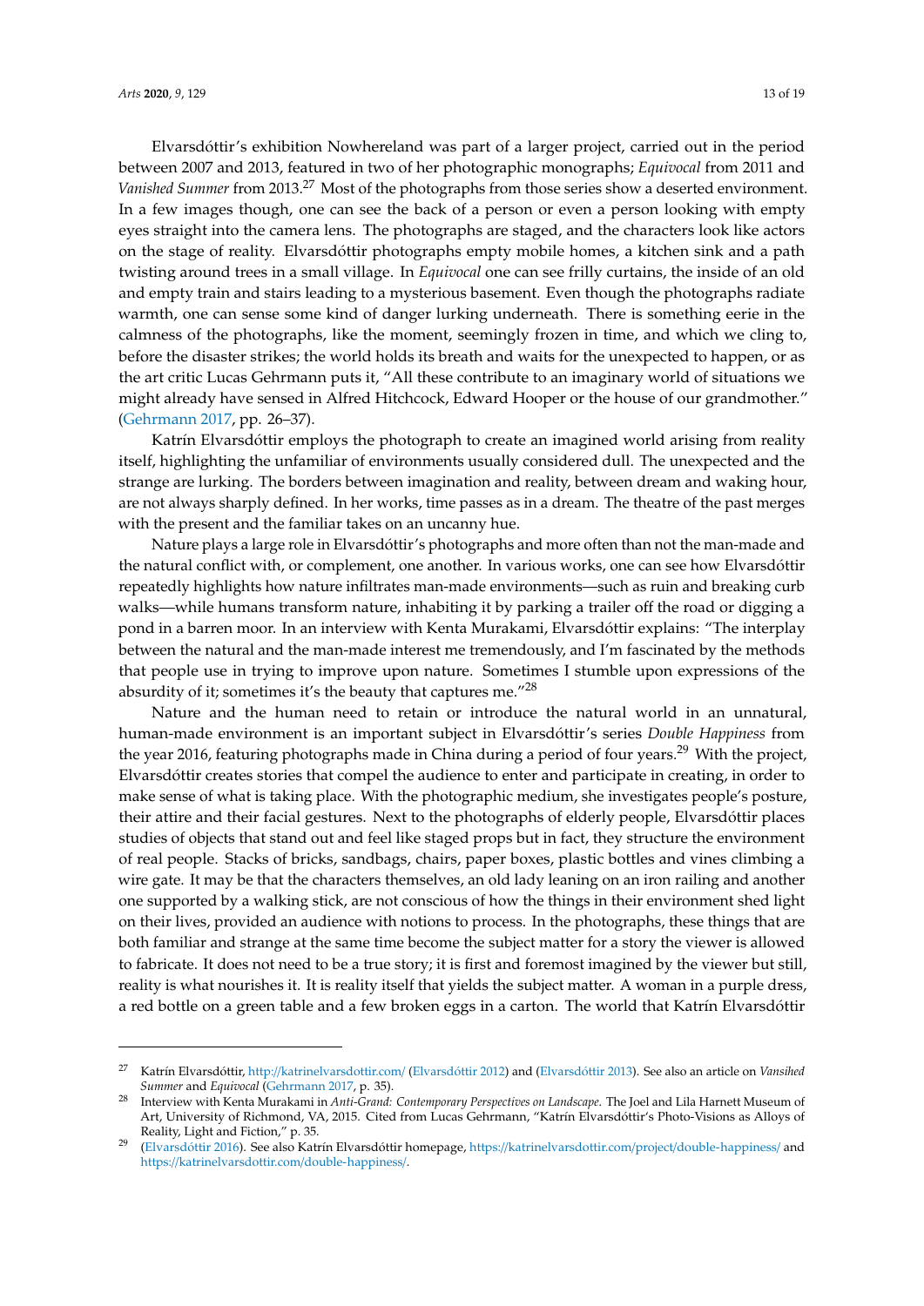Elvarsdóttir's exhibition Nowhereland was part of a larger project, carried out in the period between 2007 and 2013, featured in two of her photographic monographs; *Equivocal* from 2011 and *Vanished Summer* from 2013.[27] Most of the photographs from those series show a deserted environment. In a few images though, one can see the back of a person or even a person looking with empty eyes straight into the camera lens. The photographs are staged, and the characters look like actors on the stage of reality. Elvarsdóttir photographs empty mobile homes, a kitchen sink and a path twisting around trees in a small village. In *Equivocal* one can see frilly curtains, the inside of an old and empty train and stairs leading to a mysterious basement. Even though the photographs radiate warmth, one can sense some kind of danger lurking underneath. There is something eerie in the calmness of the photographs, like the moment, seemingly frozen in time, and which we cling to, before the disaster strikes; the world holds its breath and waits for the unexpected to happen, or as the art critic Lucas Gehrmann puts it, "All these contribute to an imaginary world of situations we might already have sensed in Alfred Hitchcock, Edward Hooper or the house of our grandmother." (Gehrmann 2017, pp. 26–37).

Katrín Elvarsdóttir employs the photograph to create an imagined world arising from reality itself, highlighting the unfamiliar of environments usually considered dull. The unexpected and the strange are lurking. The borders between imagination and reality, between dream and waking hour, are not always sharply defined. In her works, time passes as in a dream. The theatre of the past merges with the present and the familiar takes on an uncanny hue.

Nature plays a large role in Elvarsdóttir's photographs and more often than not the man-made and the natural conflict with, or complement, one another. In various works, one can see how Elvarsdóttir repeatedly highlights how nature infiltrates man-made environments—such as ruin and breaking curb walks—while humans transform nature, inhabiting it by parking a trailer off the road or digging a pond in a barren moor. In an interview with Kenta Murakami, Elvarsdóttir explains: "The interplay between the natural and the man-made interest me tremendously, and I'm fascinated by the methods that people use in trying to improve upon nature. Sometimes I stumble upon expressions of the absurdity of it; sometimes it's the beauty that captures me."[28]

Nature and the human need to retain or introduce the natural world in an unnatural, human-made environment is an important subject in Elvarsdóttir's series *Double Happiness* from the year 2016, featuring photographs made in China during a period of four years.[29] With the project, Elvarsdóttir creates stories that compel the audience to enter and participate in creating, in order to make sense of what is taking place. With the photographic medium, she investigates people's posture, their attire and their facial gestures. Next to the photographs of elderly people, Elvarsdóttir places studies of objects that stand out and feel like staged props but in fact, they structure the environment of real people. Stacks of bricks, sandbags, chairs, paper boxes, plastic bottles and vines climbing a wire gate. It may be that the characters themselves, an old lady leaning on an iron railing and another one supported by a walking stick, are not conscious of how the things in their environment shed light on their lives, provided an audience with notions to process. In the photographs, these things that are both familiar and strange at the same time become the subject matter for a story the viewer is allowed to fabricate. It does not need to be a true story; it is first and foremost imagined by the viewer but still, reality is what nourishes it. It is reality itself that yields the subject matter. A woman in a purple dress, a red bottle on a green table and a few broken eggs in a carton. The world that Katrín Elvarsdóttir

---

[27] Katrín Elvarsdóttir, http://katrinelvarsdottir.com/ (Elvarsdóttir 2012) and (Elvarsdóttir 2013). See also an article on *Vansihed Summer* and *Equivocal* (Gehrmann 2017, p. 35).

[28] Interview with Kenta Murakami in *Anti-Grand: Contemporary Perspectives on Landscape*. The Joel and Lila Harnett Museum of Art, University of Richmond, VA, 2015. Cited from Lucas Gehrmann, "Katrín Elvarsdóttir's Photo-Visions as Alloys of Reality, Light and Fiction," p. 35.

[29] (Elvarsdóttir 2016). See also Katrín Elvarsdóttir homepage, https://katrinelvarsdottir.com/project/double-happiness/ and https://katrinelvarsdottir.com/double-happiness/.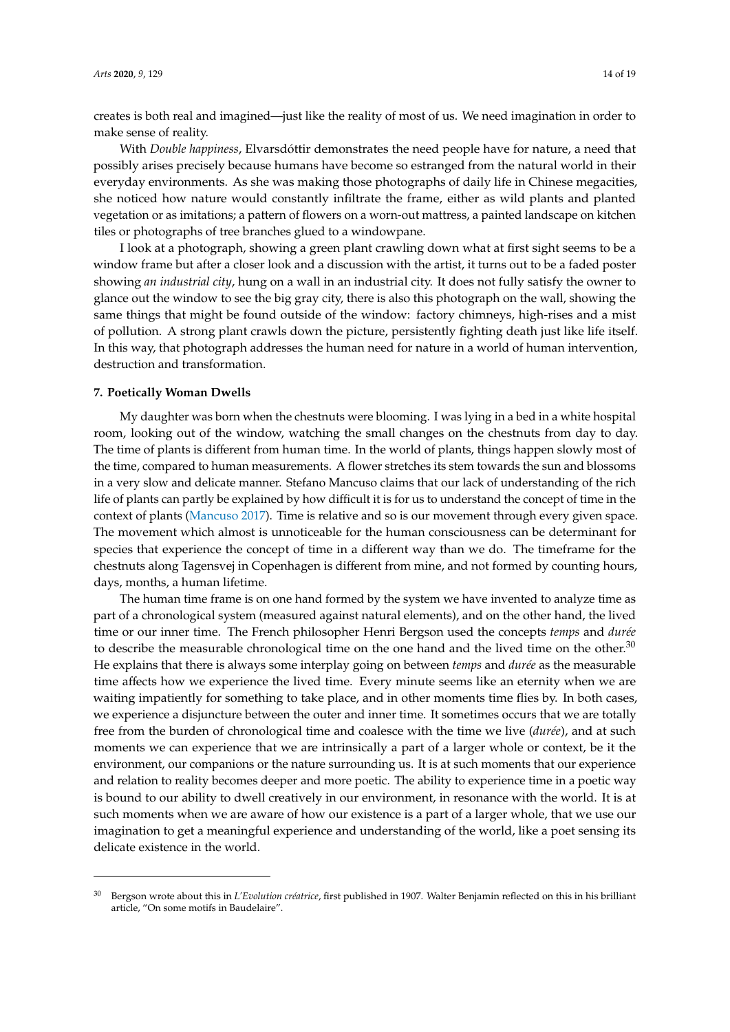creates is both real and imagined—just like the reality of most of us. We need imagination in order to make sense of reality.

With *Double happiness*, Elvarsdóttir demonstrates the need people have for nature, a need that possibly arises precisely because humans have become so estranged from the natural world in their everyday environments. As she was making those photographs of daily life in Chinese megacities, she noticed how nature would constantly infiltrate the frame, either as wild plants and planted vegetation or as imitations; a pattern of flowers on a worn-out mattress, a painted landscape on kitchen tiles or photographs of tree branches glued to a windowpane.

I look at a photograph, showing a green plant crawling down what at first sight seems to be a window frame but after a closer look and a discussion with the artist, it turns out to be a faded poster showing *an industrial city*, hung on a wall in an industrial city. It does not fully satisfy the owner to glance out the window to see the big gray city, there is also this photograph on the wall, showing the same things that might be found outside of the window: factory chimneys, high-rises and a mist of pollution. A strong plant crawls down the picture, persistently fighting death just like life itself. In this way, that photograph addresses the human need for nature in a world of human intervention, destruction and transformation.

## 7. Poetically Woman Dwells

My daughter was born when the chestnuts were blooming. I was lying in a bed in a white hospital room, looking out of the window, watching the small changes on the chestnuts from day to day. The time of plants is different from human time. In the world of plants, things happen slowly most of the time, compared to human measurements. A flower stretches its stem towards the sun and blossoms in a very slow and delicate manner. Stefano Mancuso claims that our lack of understanding of the rich life of plants can partly be explained by how difficult it is for us to understand the concept of time in the context of plants (Mancuso 2017). Time is relative and so is our movement through every given space. The movement which almost is unnoticeable for the human consciousness can be determinant for species that experience the concept of time in a different way than we do. The timeframe for the chestnuts along Tagensvej in Copenhagen is different from mine, and not formed by counting hours, days, months, a human lifetime.

The human time frame is on one hand formed by the system we have invented to analyze time as part of a chronological system (measured against natural elements), and on the other hand, the lived time or our inner time. The French philosopher Henri Bergson used the concepts *temps* and *durée* to describe the measurable chronological time on the one hand and the lived time on the other.[30] He explains that there is always some interplay going on between *temps* and *durée* as the measurable time affects how we experience the lived time. Every minute seems like an eternity when we are waiting impatiently for something to take place, and in other moments time flies by. In both cases, we experience a disjuncture between the outer and inner time. It sometimes occurs that we are totally free from the burden of chronological time and coalesce with the time we live (*durée*), and at such moments we can experience that we are intrinsically a part of a larger whole or context, be it the environment, our companions or the nature surrounding us. It is at such moments that our experience and relation to reality becomes deeper and more poetic. The ability to experience time in a poetic way is bound to our ability to dwell creatively in our environment, in resonance with the world. It is at such moments when we are aware of how our existence is a part of a larger whole, that we use our imagination to get a meaningful experience and understanding of the world, like a poet sensing its delicate existence in the world.

---

[30] Bergson wrote about this in *L'Evolution créatrice*, first published in 1907. Walter Benjamin reflected on this in his brilliant article, "On some motifs in Baudelaire".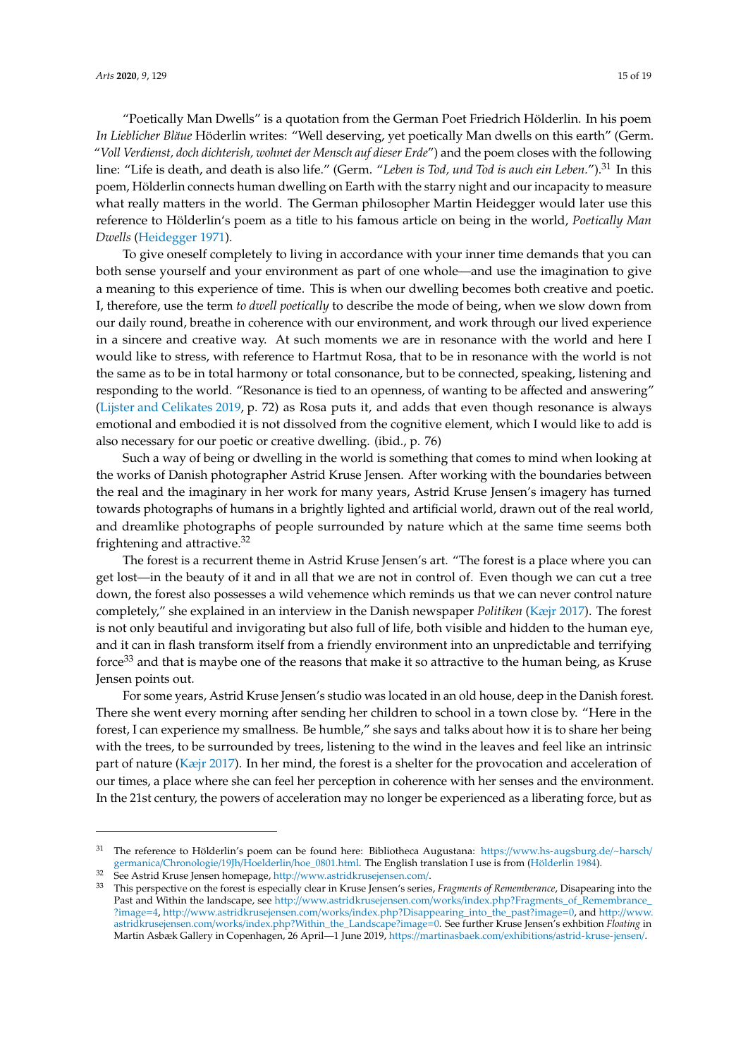"Poetically Man Dwells" is a quotation from the German Poet Friedrich Hölderlin. In his poem *In Lieblicher Bläue* Höderlin writes: "Well deserving, yet poetically Man dwells on this earth" (Germ. "*Voll Verdienst, doch dichterish, wohnet der Mensch auf dieser Erde*") and the poem closes with the following line: "Life is death, and death is also life." (Germ. "*Leben is Tod, und Tod is auch ein Leben.*").[31] In this poem, Hölderlin connects human dwelling on Earth with the starry night and our incapacity to measure what really matters in the world. The German philosopher Martin Heidegger would later use this reference to Hölderlin's poem as a title to his famous article on being in the world, *Poetically Man Dwells* (Heidegger 1971).

To give oneself completely to living in accordance with your inner time demands that you can both sense yourself and your environment as part of one whole—and use the imagination to give a meaning to this experience of time. This is when our dwelling becomes both creative and poetic. I, therefore, use the term *to dwell poetically* to describe the mode of being, when we slow down from our daily round, breathe in coherence with our environment, and work through our lived experience in a sincere and creative way. At such moments we are in resonance with the world and here I would like to stress, with reference to Hartmut Rosa, that to be in resonance with the world is not the same as to be in total harmony or total consonance, but to be connected, speaking, listening and responding to the world. "Resonance is tied to an openness, of wanting to be affected and answering" (Lijster and Celikates 2019, p. 72) as Rosa puts it, and adds that even though resonance is always emotional and embodied it is not dissolved from the cognitive element, which I would like to add is also necessary for our poetic or creative dwelling. (ibid., p. 76)

Such a way of being or dwelling in the world is something that comes to mind when looking at the works of Danish photographer Astrid Kruse Jensen. After working with the boundaries between the real and the imaginary in her work for many years, Astrid Kruse Jensen's imagery has turned towards photographs of humans in a brightly lighted and artificial world, drawn out of the real world, and dreamlike photographs of people surrounded by nature which at the same time seems both frightening and attractive.[32]

The forest is a recurrent theme in Astrid Kruse Jensen's art. "The forest is a place where you can get lost—in the beauty of it and in all that we are not in control of. Even though we can cut a tree down, the forest also possesses a wild vehemence which reminds us that we can never control nature completely," she explained in an interview in the Danish newspaper *Politiken* (Kæjr 2017). The forest is not only beautiful and invigorating but also full of life, both visible and hidden to the human eye, and it can in flash transform itself from a friendly environment into an unpredictable and terrifying force[33] and that is maybe one of the reasons that make it so attractive to the human being, as Kruse Jensen points out.

For some years, Astrid Kruse Jensen's studio was located in an old house, deep in the Danish forest. There she went every morning after sending her children to school in a town close by. "Here in the forest, I can experience my smallness. Be humble," she says and talks about how it is to share her being with the trees, to be surrounded by trees, listening to the wind in the leaves and feel like an intrinsic part of nature (Kæjr 2017). In her mind, the forest is a shelter for the provocation and acceleration of our times, a place where she can feel her perception in coherence with her senses and the environment. In the 21st century, the powers of acceleration may no longer be experienced as a liberating force, but as

---

[31] The reference to Hölderlin's poem can be found here: Bibliotheca Augustana: https://www.hs-augsburg.de/~harsch/germanica/Chronologie/19Jh/Hoelderlin/hoe_0801.html. The English translation I use is from (Hölderlin 1984).

[32] See Astrid Kruse Jensen homepage, http://www.astridkrusejensen.com/.

[33] This perspective on the forest is especially clear in Kruse Jensen's series, *Fragments of Rememberance*, Disapearing into the Past and Within the landscape, see http://www.astridkrusejensen.com/works/index.php?Fragments_of_Remembrance_?image=4, http://www.astridkrusejensen.com/works/index.php?Disappearing_into_the_past?image=0, and http://www.astridkrusejensen.com/works/index.php?Within_the_Landscape?image=0. See further Kruse Jensen's exhbition *Floating* in Martin Asbæk Gallery in Copenhagen, 26 April—1 June 2019, https://martinasbaek.com/exhibitions/astrid-kruse-jensen/.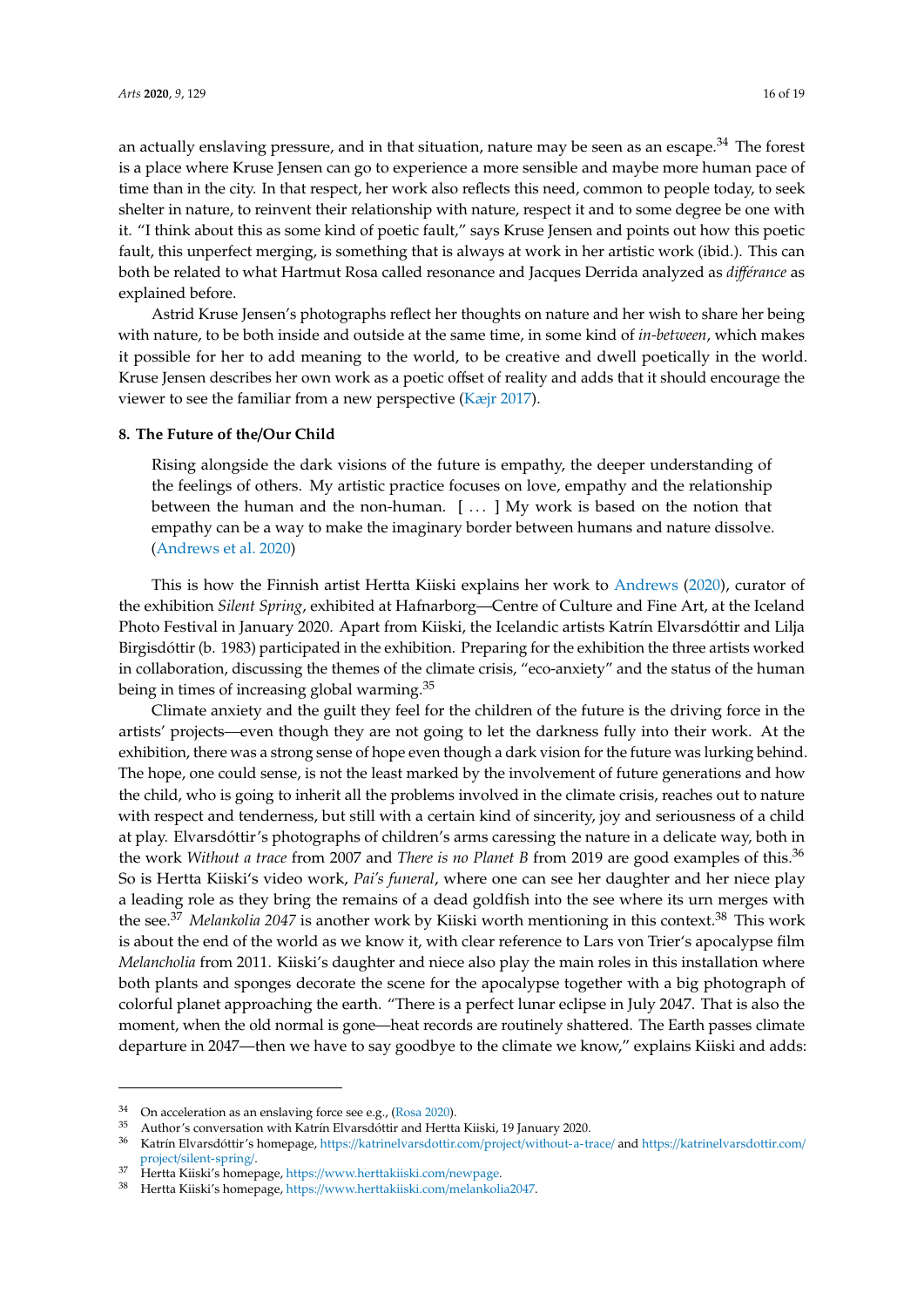an actually enslaving pressure, and in that situation, nature may be seen as an escape.[34] The forest is a place where Kruse Jensen can go to experience a more sensible and maybe more human pace of time than in the city. In that respect, her work also reflects this need, common to people today, to seek shelter in nature, to reinvent their relationship with nature, respect it and to some degree be one with it. "I think about this as some kind of poetic fault," says Kruse Jensen and points out how this poetic fault, this unperfect merging, is something that is always at work in her artistic work (ibid.). This can both be related to what Hartmut Rosa called resonance and Jacques Derrida analyzed as *différance* as explained before.

Astrid Kruse Jensen's photographs reflect her thoughts on nature and her wish to share her being with nature, to be both inside and outside at the same time, in some kind of *in-between*, which makes it possible for her to add meaning to the world, to be creative and dwell poetically in the world. Kruse Jensen describes her own work as a poetic offset of reality and adds that it should encourage the viewer to see the familiar from a new perspective (Kæjr 2017).

## 8. The Future of the/Our Child

> Rising alongside the dark visions of the future is empathy, the deeper understanding of the feelings of others. My artistic practice focuses on love, empathy and the relationship between the human and the non-human. [ ... ] My work is based on the notion that empathy can be a way to make the imaginary border between humans and nature dissolve. (Andrews et al. 2020)

This is how the Finnish artist Hertta Kiiski explains her work to Andrews (2020), curator of the exhibition *Silent Spring*, exhibited at Hafnarborg—Centre of Culture and Fine Art, at the Iceland Photo Festival in January 2020. Apart from Kiiski, the Icelandic artists Katrín Elvarsdóttir and Lilja Birgisdóttir (b. 1983) participated in the exhibition. Preparing for the exhibition the three artists worked in collaboration, discussing the themes of the climate crisis, "eco-anxiety" and the status of the human being in times of increasing global warming.[35]

Climate anxiety and the guilt they feel for the children of the future is the driving force in the artists' projects—even though they are not going to let the darkness fully into their work. At the exhibition, there was a strong sense of hope even though a dark vision for the future was lurking behind. The hope, one could sense, is not the least marked by the involvement of future generations and how the child, who is going to inherit all the problems involved in the climate crisis, reaches out to nature with respect and tenderness, but still with a certain kind of sincerity, joy and seriousness of a child at play. Elvarsdóttir's photographs of children's arms caressing the nature in a delicate way, both in the work *Without a trace* from 2007 and *There is no Planet B* from 2019 are good examples of this.[36] So is Hertta Kiiski's video work, *Pai's funeral*, where one can see her daughter and her niece play a leading role as they bring the remains of a dead goldfish into the see where its urn merges with the see.[37] *Melankolia 2047* is another work by Kiiski worth mentioning in this context.[38] This work is about the end of the world as we know it, with clear reference to Lars von Trier's apocalypse film *Melancholia* from 2011. Kiiski's daughter and niece also play the main roles in this installation where both plants and sponges decorate the scene for the apocalypse together with a big photograph of colorful planet approaching the earth. "There is a perfect lunar eclipse in July 2047. That is also the moment, when the old normal is gone—heat records are routinely shattered. The Earth passes climate departure in 2047—then we have to say goodbye to the climate we know," explains Kiiski and adds:

---

[34] On acceleration as an enslaving force see e.g., (Rosa 2020).
[35] Author's conversation with Katrín Elvarsdóttir and Hertta Kiiski, 19 January 2020.
[36] Katrín Elvarsdóttir's homepage, https://katrinelvarsdottir.com/project/without-a-trace/ and https://katrinelvarsdottir.com/project/silent-spring/.
[37] Hertta Kiiski's homepage, https://www.herttakiiski.com/newpage.
[38] Hertta Kiiski's homepage, https://www.herttakiiski.com/melankolia2047.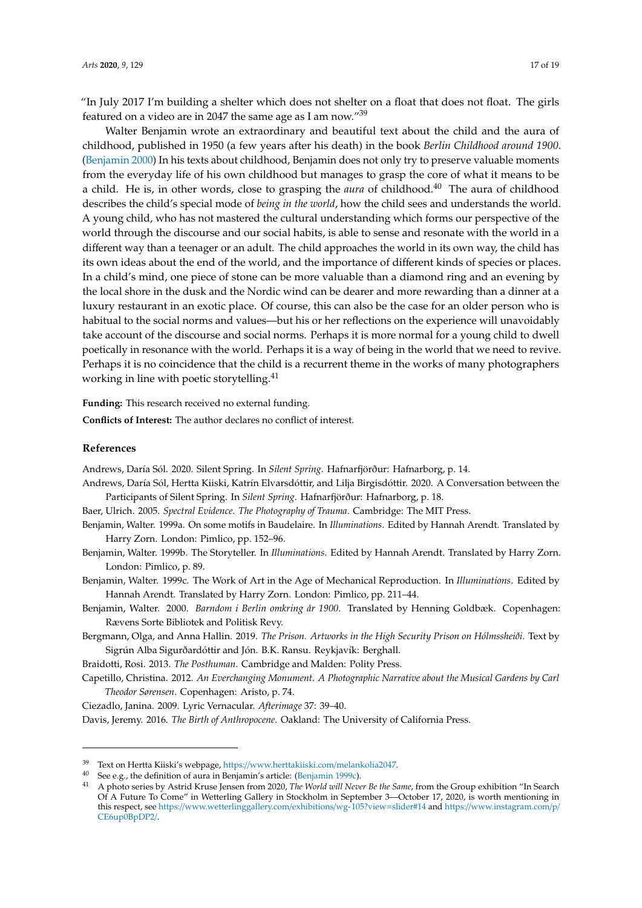"In July 2017 I'm building a shelter which does not shelter on a float that does not float. The girls featured on a video are in 2047 the same age as I am now."[39]

Walter Benjamin wrote an extraordinary and beautiful text about the child and the aura of childhood, published in 1950 (a few years after his death) in the book *Berlin Childhood around 1900*. (Benjamin 2000) In his texts about childhood, Benjamin does not only try to preserve valuable moments from the everyday life of his own childhood but manages to grasp the core of what it means to be a child. He is, in other words, close to grasping the *aura* of childhood.[40] The aura of childhood describes the child's special mode of *being in the world*, how the child sees and understands the world. A young child, who has not mastered the cultural understanding which forms our perspective of the world through the discourse and our social habits, is able to sense and resonate with the world in a different way than a teenager or an adult. The child approaches the world in its own way, the child has its own ideas about the end of the world, and the importance of different kinds of species or places. In a child's mind, one piece of stone can be more valuable than a diamond ring and an evening by the local shore in the dusk and the Nordic wind can be dearer and more rewarding than a dinner at a luxury restaurant in an exotic place. Of course, this can also be the case for an older person who is habitual to the social norms and values—but his or her reflections on the experience will unavoidably take account of the discourse and social norms. Perhaps it is more normal for a young child to dwell poetically in resonance with the world. Perhaps it is a way of being in the world that we need to revive. Perhaps it is no coincidence that the child is a recurrent theme in the works of many photographers working in line with poetic storytelling.[41]

**Funding:** This research received no external funding.

**Conflicts of Interest:** The author declares no conflict of interest.

## References

Andrews, Daría Sól. 2020. Silent Spring. In *Silent Spring*. Hafnarfjörður: Hafnarborg, p. 14.

Andrews, Daría Sól, Hertta Kiiski, Katrín Elvarsdóttir, and Lilja Birgisdóttir. 2020. A Conversation between the Participants of Silent Spring. In *Silent Spring*. Hafnarfjörður: Hafnarborg, p. 18.

Baer, Ulrich. 2005. *Spectral Evidence. The Photography of Trauma*. Cambridge: The MIT Press.

Benjamin, Walter. 1999a. On some motifs in Baudelaire. In *Illuminations*. Edited by Hannah Arendt. Translated by Harry Zorn. London: Pimlico, pp. 152–96.

Benjamin, Walter. 1999b. The Storyteller. In *Illuminations*. Edited by Hannah Arendt. Translated by Harry Zorn. London: Pimlico, p. 89.

Benjamin, Walter. 1999c. The Work of Art in the Age of Mechanical Reproduction. In *Illuminations*. Edited by Hannah Arendt. Translated by Harry Zorn. London: Pimlico, pp. 211–44.

Benjamin, Walter. 2000. *Barndom i Berlin omkring år 1900*. Translated by Henning Goldbæk. Copenhagen: Rævens Sorte Bibliotek and Politisk Revy.

Bergmann, Olga, and Anna Hallin. 2019. *The Prison. Artworks in the High Security Prison on Hólmssheiði*. Text by Sigrún Alba Sigurðardóttir and Jón. B.K. Ransu. Reykjavík: Berghall.

Braidotti, Rosi. 2013. *The Posthuman*. Cambridge and Malden: Polity Press.

Capetillo, Christina. 2012. *An Everchanging Monument. A Photographic Narrative about the Musical Gardens by Carl Theodor Sørensen*. Copenhagen: Aristo, p. 74.

Ciezadlo, Janina. 2009. Lyric Vernacular. *Afterimage* 37: 39–40.

Davis, Jeremy. 2016. *The Birth of Anthropocene*. Oakland: The University of California Press.

---

[39] Text on Hertta Kiiski's webpage, https://www.herttakiiski.com/melankolia2047.

[40] See e.g., the definition of aura in Benjamin's article: (Benjamin 1999c).

[41] A photo series by Astrid Kruse Jensen from 2020, *The World will Never Be the Same*, from the Group exhibition "In Search Of A Future To Come" in Wetterling Gallery in Stockholm in September 3—October 17, 2020, is worth mentioning in this respect, see https://www.wetterlinggallery.com/exhibitions/wg-105?view=slider#14 and https://www.instagram.com/p/CE6up0BpDP2/.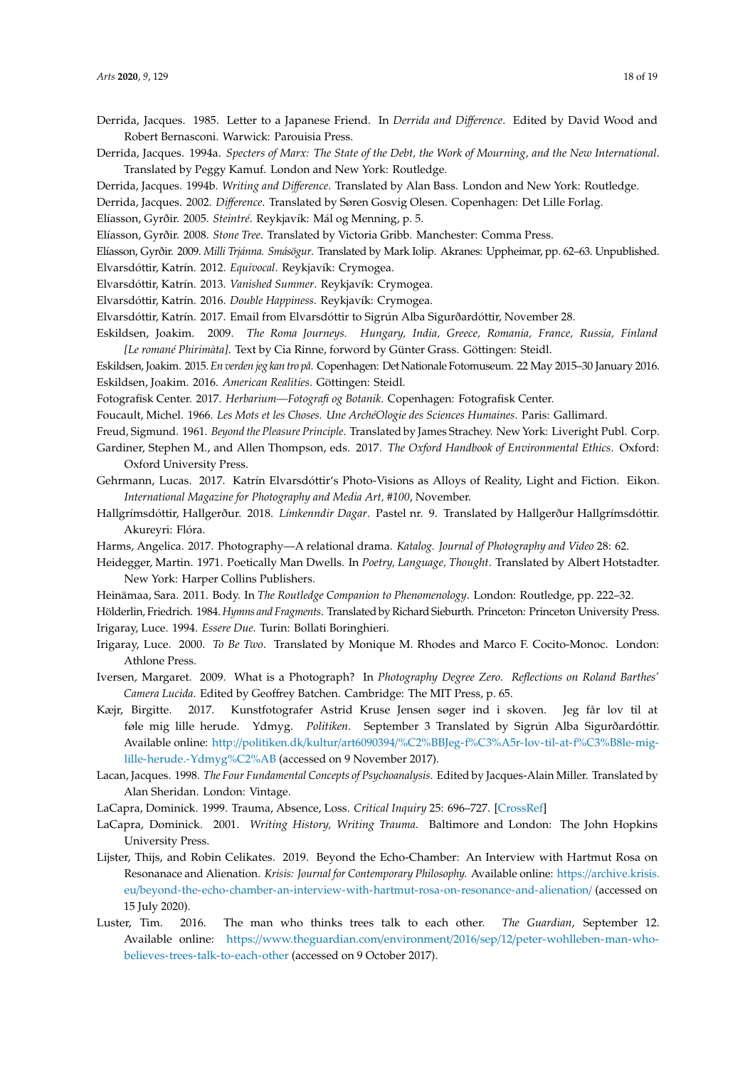Derrida, Jacques. 1985. Letter to a Japanese Friend. In *Derrida and Difference*. Edited by David Wood and Robert Bernasconi. Warwick: Parouisia Press.

Derrida, Jacques. 1994a. *Specters of Marx: The State of the Debt, the Work of Mourning, and the New International*. Translated by Peggy Kamuf. London and New York: Routledge.

Derrida, Jacques. 1994b. *Writing and Difference*. Translated by Alan Bass. London and New York: Routledge.

Derrida, Jacques. 2002. *Difference*. Translated by Søren Gosvig Olesen. Copenhagen: Det Lille Forlag.

Elíasson, Gyrðir. 2005. *Steintré*. Reykjavík: Mál og Menning, p. 5.

Elíasson, Gyrðir. 2008. *Stone Tree*. Translated by Victoria Gribb. Manchester: Comma Press.

Elíasson, Gyrðir. 2009. *Milli Trjánna. Smásögur*. Translated by Mark Iolip. Akranes: Uppheimar, pp. 62–63. Unpublished.

Elvarsdóttir, Katrín. 2012. *Equivocal*. Reykjavík: Crymogea.

Elvarsdóttir, Katrín. 2013. *Vanished Summer*. Reykjavík: Crymogea.

Elvarsdóttir, Katrín. 2016. *Double Happiness*. Reykjavík: Crymogea.

Elvarsdóttir, Katrín. 2017. Email from Elvarsdóttir to Sigrún Alba Sigurðardóttir, November 28.

Eskildsen, Joakim. 2009. *The Roma Journeys. Hungary, India, Greece, Romania, France, Russia, Finland [Le romané Phirimàta]*. Text by Cia Rinne, forword by Günter Grass. Göttingen: Steidl.

Eskildsen, Joakim. 2015. *En verden jeg kan tro på*. Copenhagen: Det Nationale Fotomuseum. 22 May 2015–30 January 2016.

Eskildsen, Joakim. 2016. *American Realities*. Göttingen: Steidl.

Fotografisk Center. 2017. *Herbarium—Fotografi og Botanik*. Copenhagen: Fotografisk Center.

Foucault, Michel. 1966. *Les Mots et les Choses. Une ArchéOlogie des Sciences Humaines*. Paris: Gallimard.

Freud, Sigmund. 1961. *Beyond the Pleasure Principle*. Translated by James Strachey. New York: Liveright Publ. Corp.

Gardiner, Stephen M., and Allen Thompson, eds. 2017. *The Oxford Handbook of Environmental Ethics*. Oxford: Oxford University Press.

Gehrmann, Lucas. 2017. Katrín Elvarsdóttir's Photo-Visions as Alloys of Reality, Light and Fiction. Eikon. *International Magazine for Photography and Media Art, #100*, November.

Hallgrímsdóttir, Hallgerður. 2018. *Límkenndir Dagar*. Pastel nr. 9. Translated by Hallgerður Hallgrímsdóttir. Akureyri: Flóra.

Harms, Angelica. 2017. Photography—A relational drama. *Katalog. Journal of Photography and Video* 28: 62.

Heidegger, Martin. 1971. Poetically Man Dwells. In *Poetry, Language, Thought*. Translated by Albert Hotstadter. New York: Harper Collins Publishers.

Heinämaa, Sara. 2011. Body. In *The Routledge Companion to Phenomenology*. London: Routledge, pp. 222–32.

Hölderlin, Friedrich. 1984. *Hymns and Fragments*. Translated by Richard Sieburth. Princeton: Princeton University Press.

Irigaray, Luce. 1994. *Essere Due*. Turin: Bollati Boringhieri.

Irigaray, Luce. 2000. *To Be Two*. Translated by Monique M. Rhodes and Marco F. Cocito-Monoc. London: Athlone Press.

Iversen, Margaret. 2009. What is a Photograph? In *Photography Degree Zero. Reflections on Roland Barthes' Camera Lucida*. Edited by Geoffrey Batchen. Cambridge: The MIT Press, p. 65.

Kæjr, Birgitte. 2017. Kunstfotografer Astrid Kruse Jensen søger ind i skoven. Jeg får lov til at føle mig lille herude. Ydmyg. *Politiken*. September 3 Translated by Sigrún Alba Sigurðardóttir. Available online: http://politiken.dk/kultur/art6090394/%C2%BBJeg-f%C3%A5r-lov-til-at-f%C3%B8le-mig-lille-herude.-Ydmyg%C2%AB (accessed on 9 November 2017).

Lacan, Jacques. 1998. *The Four Fundamental Concepts of Psychoanalysis*. Edited by Jacques-Alain Miller. Translated by Alan Sheridan. London: Vintage.

LaCapra, Dominick. 1999. Trauma, Absence, Loss. *Critical Inquiry* 25: 696–727. [CrossRef]

LaCapra, Dominick. 2001. *Writing History, Writing Trauma*. Baltimore and London: The John Hopkins University Press.

Lijster, Thijs, and Robin Celikates. 2019. Beyond the Echo-Chamber: An Interview with Hartmut Rosa on Resonanace and Alienation. *Krisis: Journal for Contemporary Philosophy*. Available online: https://archive.krisis.eu/beyond-the-echo-chamber-an-interview-with-hartmut-rosa-on-resonance-and-alienation/ (accessed on 15 July 2020).

Luster, Tim. 2016. The man who thinks trees talk to each other. *The Guardian*, September 12. Available online: https://www.theguardian.com/environment/2016/sep/12/peter-wohlleben-man-who-believes-trees-talk-to-each-other (accessed on 9 October 2017).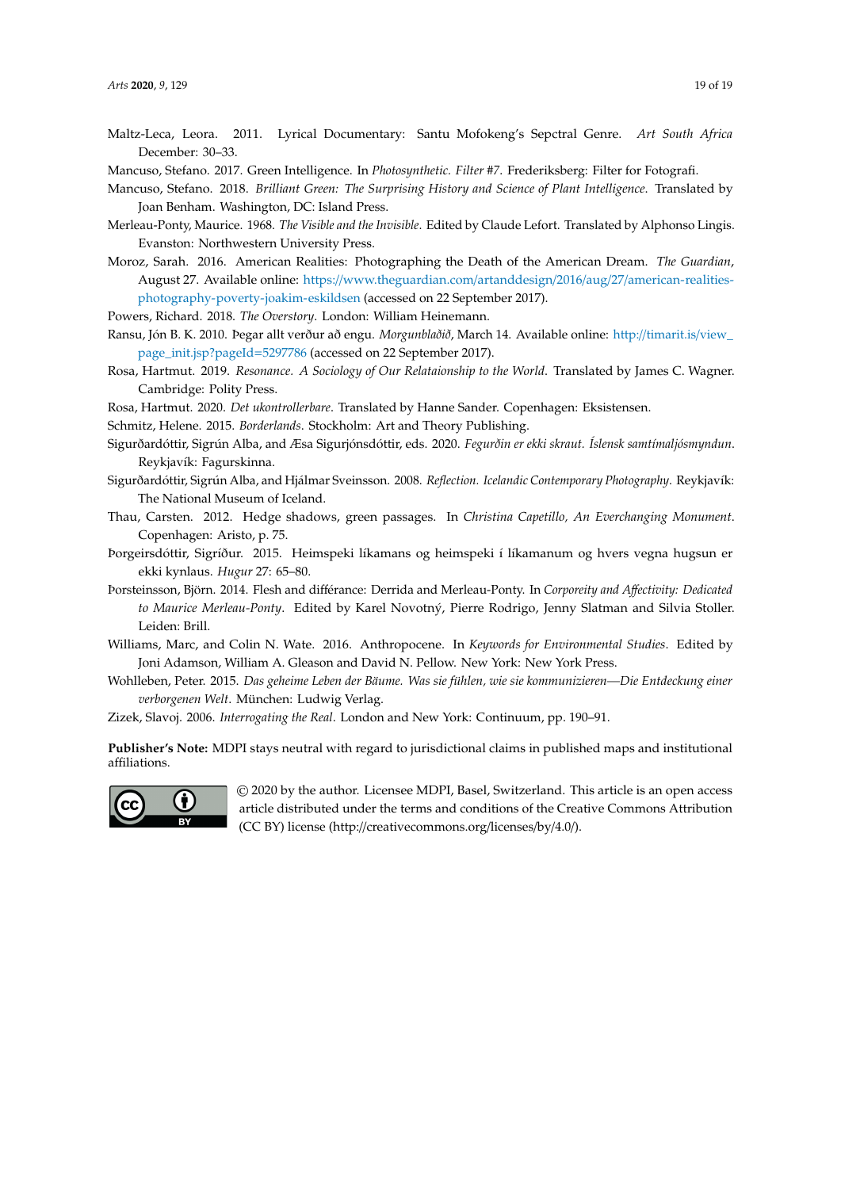Maltz-Leca, Leora. 2011. Lyrical Documentary: Santu Mofokeng's Sepctral Genre. *Art South Africa* December: 30–33.

Mancuso, Stefano. 2017. Green Intelligence. In *Photosynthetic. Filter #7*. Frederiksberg: Filter for Fotografi.

Mancuso, Stefano. 2018. *Brilliant Green: The Surprising History and Science of Plant Intelligence*. Translated by Joan Benham. Washington, DC: Island Press.

Merleau-Ponty, Maurice. 1968. *The Visible and the Invisible*. Edited by Claude Lefort. Translated by Alphonso Lingis. Evanston: Northwestern University Press.

Moroz, Sarah. 2016. American Realities: Photographing the Death of the American Dream. *The Guardian*, August 27. Available online: https://www.theguardian.com/artanddesign/2016/aug/27/american-realities-photography-poverty-joakim-eskildsen (accessed on 22 September 2017).

Powers, Richard. 2018. *The Overstory*. London: William Heinemann.

Ransu, Jón B. K. 2010. Þegar allt verður að engu. *Morgunblaðið*, March 14. Available online: http://timarit.is/view_page_init.jsp?pageId=5297786 (accessed on 22 September 2017).

Rosa, Hartmut. 2019. *Resonance. A Sociology of Our Relataionship to the World*. Translated by James C. Wagner. Cambridge: Polity Press.

Rosa, Hartmut. 2020. *Det ukontrollerbare*. Translated by Hanne Sander. Copenhagen: Eksistensen.

Schmitz, Helene. 2015. *Borderlands*. Stockholm: Art and Theory Publishing.

Sigurðardóttir, Sigrún Alba, and Æsa Sigurjónsdóttir, eds. 2020. *Fegurðin er ekki skraut. Íslensk samtímaljósmyndun*. Reykjavík: Fagurskinna.

Sigurðardóttir, Sigrún Alba, and Hjálmar Sveinsson. 2008. *Reflection. Icelandic Contemporary Photography*. Reykjavík: The National Museum of Iceland.

Thau, Carsten. 2012. Hedge shadows, green passages. In *Christina Capetillo, An Everchanging Monument*. Copenhagen: Aristo, p. 75.

Þorgeirsdóttir, Sigríður. 2015. Heimspeki líkamans og heimspeki í líkamanum og hvers vegna hugsun er ekki kynlaus. *Hugur* 27: 65–80.

Þorsteinsson, Björn. 2014. Flesh and différance: Derrida and Merleau-Ponty. In *Corporeity and Affectivity: Dedicated to Maurice Merleau-Ponty*. Edited by Karel Novotný, Pierre Rodrigo, Jenny Slatman and Silvia Stoller. Leiden: Brill.

Williams, Marc, and Colin N. Wate. 2016. Anthropocene. In *Keywords for Environmental Studies*. Edited by Joni Adamson, William A. Gleason and David N. Pellow. New York: New York Press.

Wohlleben, Peter. 2015. *Das geheime Leben der Bäume. Was sie fühlen, wie sie kommunizieren—Die Entdeckung einer verborgenen Welt*. München: Ludwig Verlag.

Zizek, Slavoj. 2006. *Interrogating the Real*. London and New York: Continuum, pp. 190–91.

**Publisher's Note:** MDPI stays neutral with regard to jurisdictional claims in published maps and institutional affiliations.

© 2020 by the author. Licensee MDPI, Basel, Switzerland. This article is an open access article distributed under the terms and conditions of the Creative Commons Attribution (CC BY) license (http://creativecommons.org/licenses/by/4.0/).